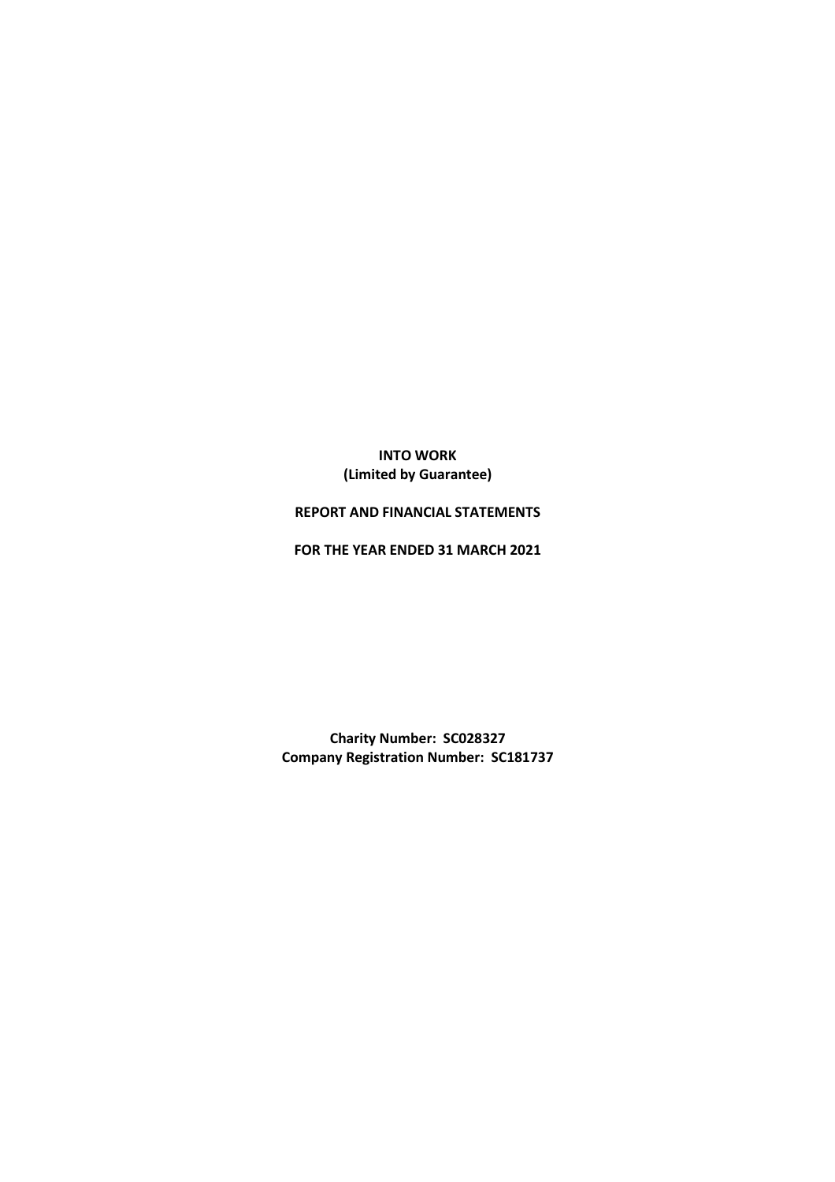**INTO WORK**
**(Limited by Guarantee)**

**REPORT AND FINANCIAL STATEMENTS**

**FOR THE YEAR ENDED 31 MARCH 2021**

**Charity Number: SC028327**
**Company Registration Number: SC181737**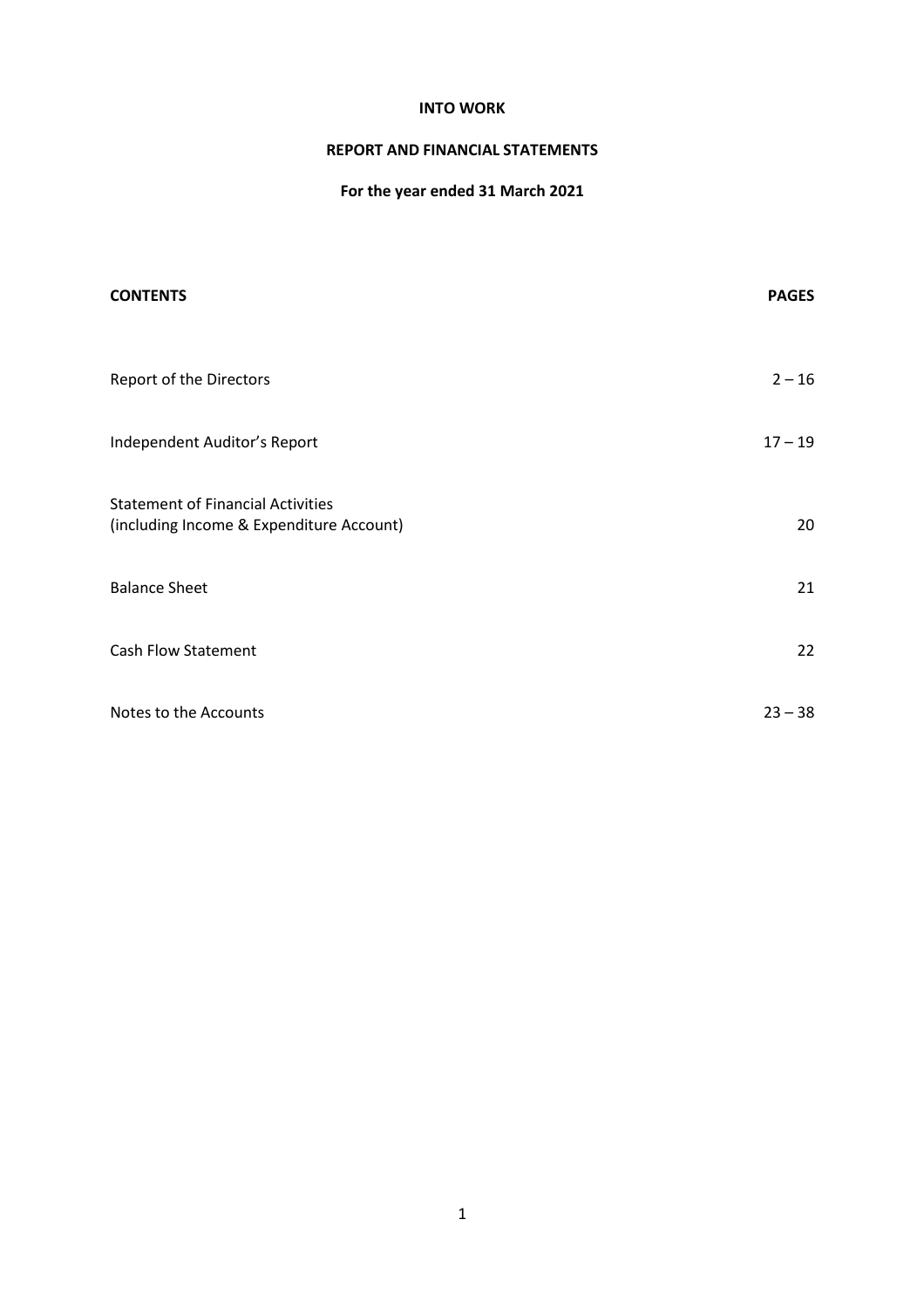**INTO WORK**

**REPORT AND FINANCIAL STATEMENTS**

**For the year ended 31 March 2021**

| **CONTENTS** | **PAGES** |
|---|---|
| Report of the Directors | 2 – 16 |
| Independent Auditor's Report | 17 – 19 |
| Statement of Financial Activities<br>(including Income & Expenditure Account) | 20 |
| Balance Sheet | 21 |
| Cash Flow Statement | 22 |
| Notes to the Accounts | 23 – 38 |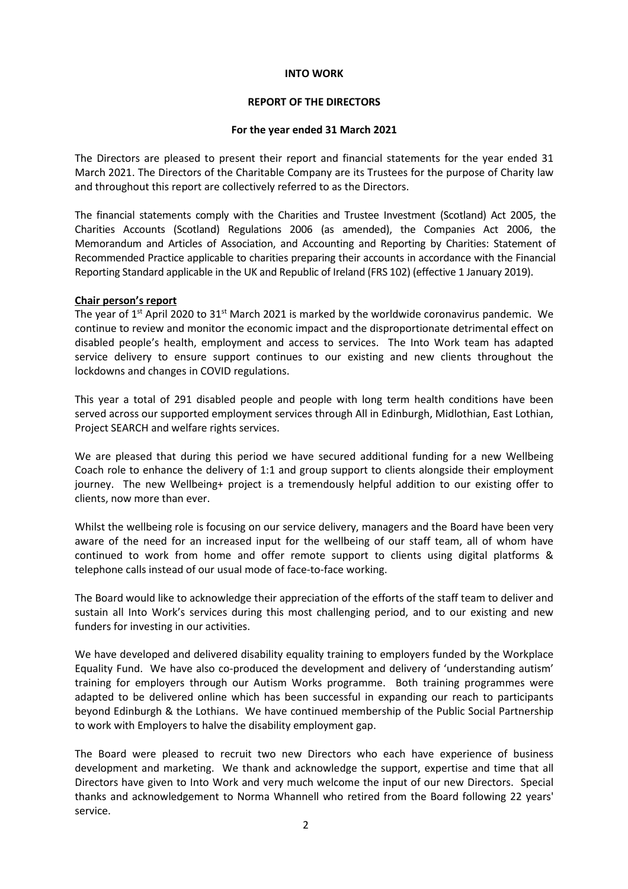**INTO WORK**

**REPORT OF THE DIRECTORS**

**For the year ended 31 March 2021**

The Directors are pleased to present their report and financial statements for the year ended 31 March 2021. The Directors of the Charitable Company are its Trustees for the purpose of Charity law and throughout this report are collectively referred to as the Directors.

The financial statements comply with the Charities and Trustee Investment (Scotland) Act 2005, the Charities Accounts (Scotland) Regulations 2006 (as amended), the Companies Act 2006, the Memorandum and Articles of Association, and Accounting and Reporting by Charities: Statement of Recommended Practice applicable to charities preparing their accounts in accordance with the Financial Reporting Standard applicable in the UK and Republic of Ireland (FRS 102) (effective 1 January 2019).

**Chair person's report**

The year of 1st April 2020 to 31st March 2021 is marked by the worldwide coronavirus pandemic. We continue to review and monitor the economic impact and the disproportionate detrimental effect on disabled people's health, employment and access to services. The Into Work team has adapted service delivery to ensure support continues to our existing and new clients throughout the lockdowns and changes in COVID regulations.

This year a total of 291 disabled people and people with long term health conditions have been served across our supported employment services through All in Edinburgh, Midlothian, East Lothian, Project SEARCH and welfare rights services.

We are pleased that during this period we have secured additional funding for a new Wellbeing Coach role to enhance the delivery of 1:1 and group support to clients alongside their employment journey. The new Wellbeing+ project is a tremendously helpful addition to our existing offer to clients, now more than ever.

Whilst the wellbeing role is focusing on our service delivery, managers and the Board have been very aware of the need for an increased input for the wellbeing of our staff team, all of whom have continued to work from home and offer remote support to clients using digital platforms & telephone calls instead of our usual mode of face-to-face working.

The Board would like to acknowledge their appreciation of the efforts of the staff team to deliver and sustain all Into Work's services during this most challenging period, and to our existing and new funders for investing in our activities.

We have developed and delivered disability equality training to employers funded by the Workplace Equality Fund. We have also co-produced the development and delivery of 'understanding autism' training for employers through our Autism Works programme. Both training programmes were adapted to be delivered online which has been successful in expanding our reach to participants beyond Edinburgh & the Lothians. We have continued membership of the Public Social Partnership to work with Employers to halve the disability employment gap.

The Board were pleased to recruit two new Directors who each have experience of business development and marketing. We thank and acknowledge the support, expertise and time that all Directors have given to Into Work and very much welcome the input of our new Directors. Special thanks and acknowledgement to Norma Whannell who retired from the Board following 22 years' service.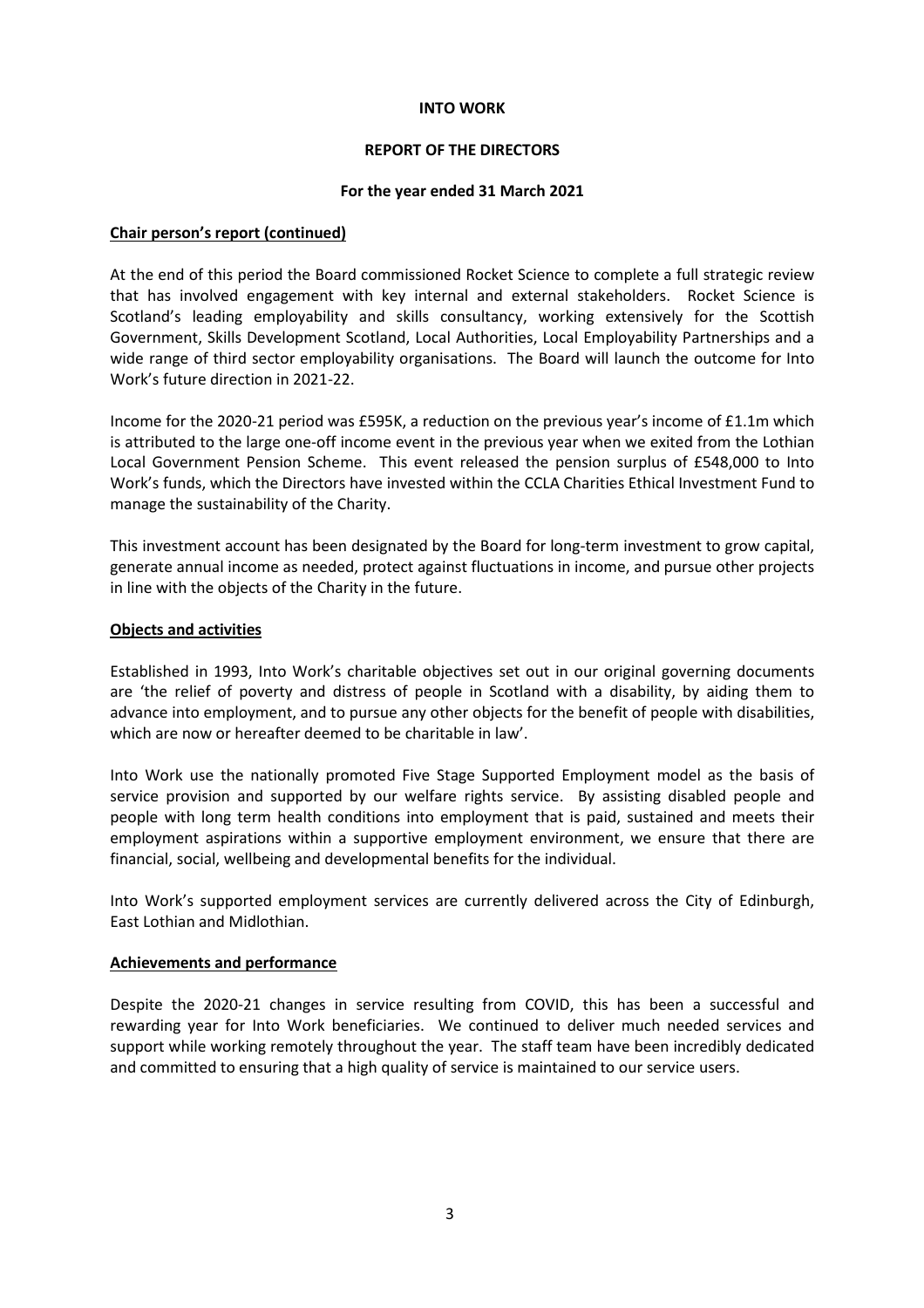**INTO WORK**

**REPORT OF THE DIRECTORS**

**For the year ended 31 March 2021**

**Chair person's report (continued)**

At the end of this period the Board commissioned Rocket Science to complete a full strategic review that has involved engagement with key internal and external stakeholders. Rocket Science is Scotland's leading employability and skills consultancy, working extensively for the Scottish Government, Skills Development Scotland, Local Authorities, Local Employability Partnerships and a wide range of third sector employability organisations. The Board will launch the outcome for Into Work's future direction in 2021-22.

Income for the 2020-21 period was £595K, a reduction on the previous year's income of £1.1m which is attributed to the large one-off income event in the previous year when we exited from the Lothian Local Government Pension Scheme. This event released the pension surplus of £548,000 to Into Work's funds, which the Directors have invested within the CCLA Charities Ethical Investment Fund to manage the sustainability of the Charity.

This investment account has been designated by the Board for long-term investment to grow capital, generate annual income as needed, protect against fluctuations in income, and pursue other projects in line with the objects of the Charity in the future.

**Objects and activities**

Established in 1993, Into Work's charitable objectives set out in our original governing documents are 'the relief of poverty and distress of people in Scotland with a disability, by aiding them to advance into employment, and to pursue any other objects for the benefit of people with disabilities, which are now or hereafter deemed to be charitable in law'.

Into Work use the nationally promoted Five Stage Supported Employment model as the basis of service provision and supported by our welfare rights service. By assisting disabled people and people with long term health conditions into employment that is paid, sustained and meets their employment aspirations within a supportive employment environment, we ensure that there are financial, social, wellbeing and developmental benefits for the individual.

Into Work's supported employment services are currently delivered across the City of Edinburgh, East Lothian and Midlothian.

**Achievements and performance**

Despite the 2020-21 changes in service resulting from COVID, this has been a successful and rewarding year for Into Work beneficiaries. We continued to deliver much needed services and support while working remotely throughout the year. The staff team have been incredibly dedicated and committed to ensuring that a high quality of service is maintained to our service users.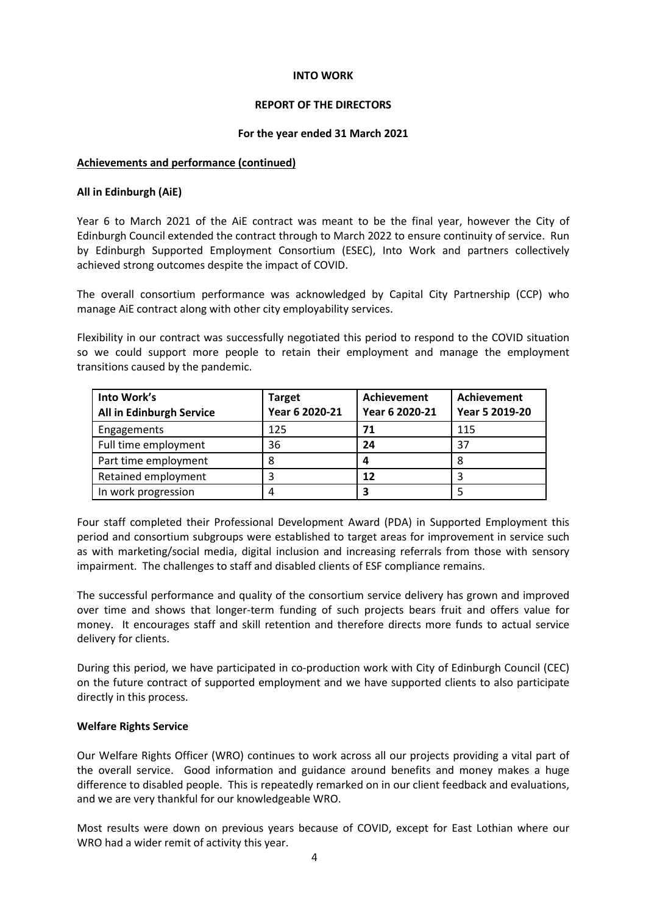**INTO WORK**

**REPORT OF THE DIRECTORS**

**For the year ended 31 March 2021**

**Achievements and performance (continued)**

**All in Edinburgh (AiE)**

Year 6 to March 2021 of the AiE contract was meant to be the final year, however the City of Edinburgh Council extended the contract through to March 2022 to ensure continuity of service. Run by Edinburgh Supported Employment Consortium (ESEC), Into Work and partners collectively achieved strong outcomes despite the impact of COVID.

The overall consortium performance was acknowledged by Capital City Partnership (CCP) who manage AiE contract along with other city employability services.

Flexibility in our contract was successfully negotiated this period to respond to the COVID situation so we could support more people to retain their employment and manage the employment transitions caused by the pandemic.

| **Into Work's All in Edinburgh Service** | **Target Year 6 2020-21** | **Achievement Year 6 2020-21** | **Achievement Year 5 2019-20** |
|---|---|---|---|
| Engagements | 125 | **71** | 115 |
| Full time employment | 36 | **24** | 37 |
| Part time employment | 8 | **4** | 8 |
| Retained employment | 3 | **12** | 3 |
| In work progression | 4 | **3** | 5 |

Four staff completed their Professional Development Award (PDA) in Supported Employment this period and consortium subgroups were established to target areas for improvement in service such as with marketing/social media, digital inclusion and increasing referrals from those with sensory impairment. The challenges to staff and disabled clients of ESF compliance remains.

The successful performance and quality of the consortium service delivery has grown and improved over time and shows that longer-term funding of such projects bears fruit and offers value for money. It encourages staff and skill retention and therefore directs more funds to actual service delivery for clients.

During this period, we have participated in co-production work with City of Edinburgh Council (CEC) on the future contract of supported employment and we have supported clients to also participate directly in this process.

**Welfare Rights Service**

Our Welfare Rights Officer (WRO) continues to work across all our projects providing a vital part of the overall service. Good information and guidance around benefits and money makes a huge difference to disabled people. This is repeatedly remarked on in our client feedback and evaluations, and we are very thankful for our knowledgeable WRO.

Most results were down on previous years because of COVID, except for East Lothian where our WRO had a wider remit of activity this year.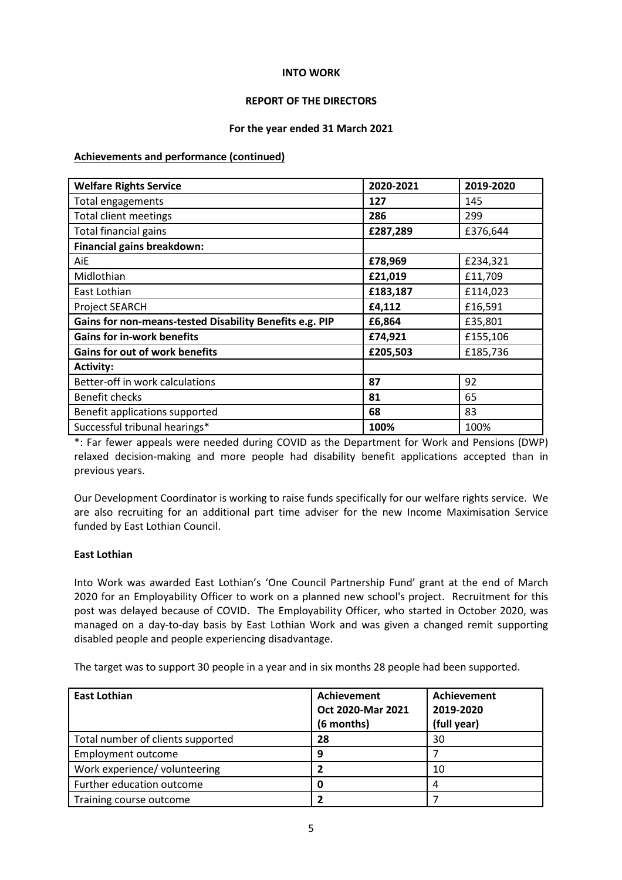**INTO WORK**

**REPORT OF THE DIRECTORS**

**For the year ended 31 March 2021**

**Achievements and performance (continued)**

| Welfare Rights Service | 2020-2021 | 2019-2020 |
|---|---|---|
| Total engagements | **127** | 145 |
| Total client meetings | **286** | 299 |
| Total financial gains | **£287,289** | £376,644 |
| **Financial gains breakdown:** | | |
| AiE | **£78,969** | £234,321 |
| Midlothian | **£21,019** | £11,709 |
| East Lothian | **£183,187** | £114,023 |
| Project SEARCH | **£4,112** | £16,591 |
| **Gains for non-means-tested Disability Benefits e.g. PIP** | **£6,864** | £35,801 |
| **Gains for in-work benefits** | **£74,921** | £155,106 |
| **Gains for out of work benefits** | **£205,503** | £185,736 |
| **Activity:** | | |
| Better-off in work calculations | **87** | 92 |
| Benefit checks | **81** | 65 |
| Benefit applications supported | **68** | 83 |
| Successful tribunal hearings* | **100%** | 100% |

*: Far fewer appeals were needed during COVID as the Department for Work and Pensions (DWP) relaxed decision-making and more people had disability benefit applications accepted than in previous years.

Our Development Coordinator is working to raise funds specifically for our welfare rights service. We are also recruiting for an additional part time adviser for the new Income Maximisation Service funded by East Lothian Council.

**East Lothian**

Into Work was awarded East Lothian's 'One Council Partnership Fund' grant at the end of March 2020 for an Employability Officer to work on a planned new school's project. Recruitment for this post was delayed because of COVID. The Employability Officer, who started in October 2020, was managed on a day-to-day basis by East Lothian Work and was given a changed remit supporting disabled people and people experiencing disadvantage.

The target was to support 30 people in a year and in six months 28 people had been supported.

| East Lothian | Achievement Oct 2020-Mar 2021 (6 months) | Achievement 2019-2020 (full year) |
|---|---|---|
| Total number of clients supported | **28** | 30 |
| Employment outcome | **9** | 7 |
| Work experience/ volunteering | **2** | 10 |
| Further education outcome | **0** | 4 |
| Training course outcome | **2** | 7 |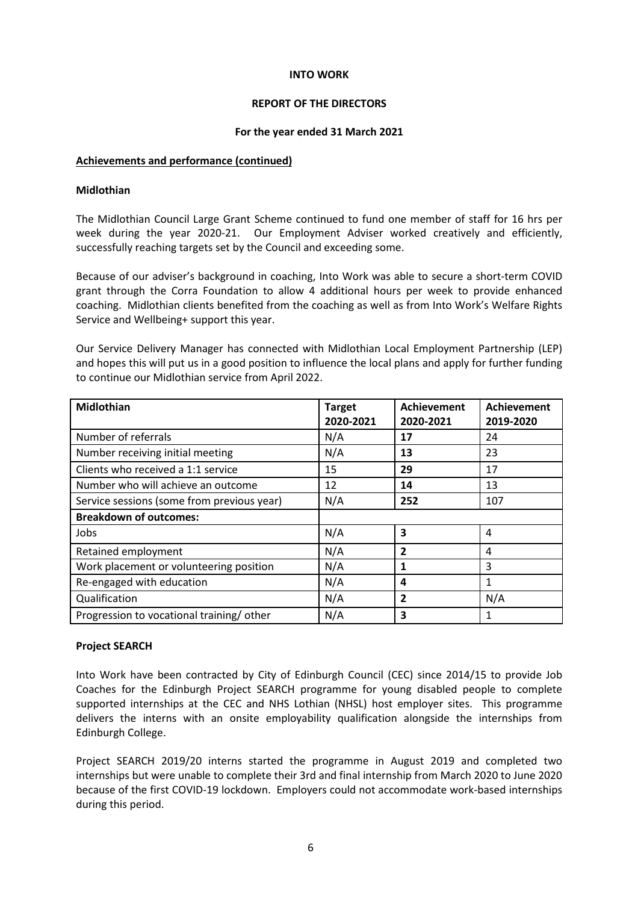**INTO WORK**

**REPORT OF THE DIRECTORS**

**For the year ended 31 March 2021**

**Achievements and performance (continued)**

**Midlothian**

The Midlothian Council Large Grant Scheme continued to fund one member of staff for 16 hrs per week during the year 2020-21. Our Employment Adviser worked creatively and efficiently, successfully reaching targets set by the Council and exceeding some.

Because of our adviser's background in coaching, Into Work was able to secure a short-term COVID grant through the Corra Foundation to allow 4 additional hours per week to provide enhanced coaching. Midlothian clients benefited from the coaching as well as from Into Work's Welfare Rights Service and Wellbeing+ support this year.

Our Service Delivery Manager has connected with Midlothian Local Employment Partnership (LEP) and hopes this will put us in a good position to influence the local plans and apply for further funding to continue our Midlothian service from April 2022.

| Midlothian | Target 2020-2021 | Achievement 2020-2021 | Achievement 2019-2020 |
|---|---|---|---|
| Number of referrals | N/A | **17** | 24 |
| Number receiving initial meeting | N/A | **13** | 23 |
| Clients who received a 1:1 service | 15 | **29** | 17 |
| Number who will achieve an outcome | 12 | **14** | 13 |
| Service sessions (some from previous year) | N/A | **252** | 107 |
| **Breakdown of outcomes:** | | | |
| Jobs | N/A | **3** | 4 |
| Retained employment | N/A | **2** | 4 |
| Work placement or volunteering position | N/A | **1** | 3 |
| Re-engaged with education | N/A | **4** | 1 |
| Qualification | N/A | **2** | N/A |
| Progression to vocational training/ other | N/A | **3** | 1 |

**Project SEARCH**

Into Work have been contracted by City of Edinburgh Council (CEC) since 2014/15 to provide Job Coaches for the Edinburgh Project SEARCH programme for young disabled people to complete supported internships at the CEC and NHS Lothian (NHSL) host employer sites. This programme delivers the interns with an onsite employability qualification alongside the internships from Edinburgh College.

Project SEARCH 2019/20 interns started the programme in August 2019 and completed two internships but were unable to complete their 3rd and final internship from March 2020 to June 2020 because of the first COVID-19 lockdown. Employers could not accommodate work-based internships during this period.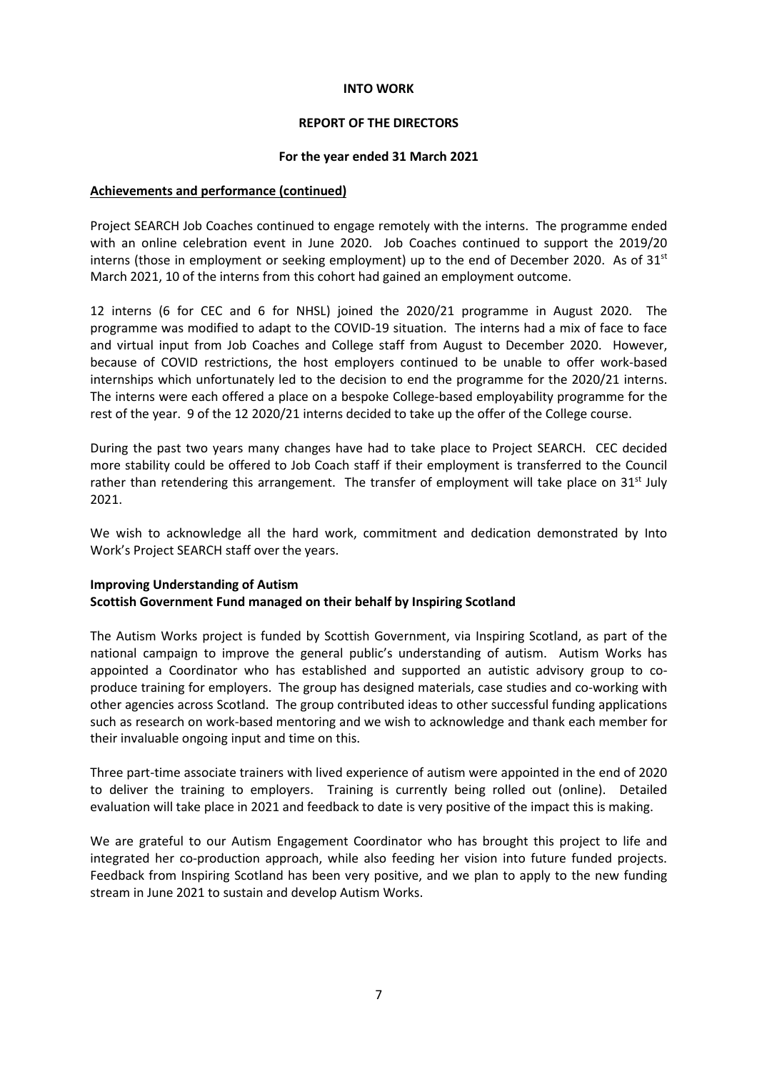**INTO WORK**

**REPORT OF THE DIRECTORS**

**For the year ended 31 March 2021**

**Achievements and performance (continued)**

Project SEARCH Job Coaches continued to engage remotely with the interns. The programme ended with an online celebration event in June 2020. Job Coaches continued to support the 2019/20 interns (those in employment or seeking employment) up to the end of December 2020. As of 31st March 2021, 10 of the interns from this cohort had gained an employment outcome.

12 interns (6 for CEC and 6 for NHSL) joined the 2020/21 programme in August 2020. The programme was modified to adapt to the COVID-19 situation. The interns had a mix of face to face and virtual input from Job Coaches and College staff from August to December 2020. However, because of COVID restrictions, the host employers continued to be unable to offer work-based internships which unfortunately led to the decision to end the programme for the 2020/21 interns. The interns were each offered a place on a bespoke College-based employability programme for the rest of the year. 9 of the 12 2020/21 interns decided to take up the offer of the College course.

During the past two years many changes have had to take place to Project SEARCH. CEC decided more stability could be offered to Job Coach staff if their employment is transferred to the Council rather than retendering this arrangement. The transfer of employment will take place on 31st July 2021.

We wish to acknowledge all the hard work, commitment and dedication demonstrated by Into Work's Project SEARCH staff over the years.

**Improving Understanding of Autism**
**Scottish Government Fund managed on their behalf by Inspiring Scotland**

The Autism Works project is funded by Scottish Government, via Inspiring Scotland, as part of the national campaign to improve the general public's understanding of autism. Autism Works has appointed a Coordinator who has established and supported an autistic advisory group to co-produce training for employers. The group has designed materials, case studies and co-working with other agencies across Scotland. The group contributed ideas to other successful funding applications such as research on work-based mentoring and we wish to acknowledge and thank each member for their invaluable ongoing input and time on this.

Three part-time associate trainers with lived experience of autism were appointed in the end of 2020 to deliver the training to employers. Training is currently being rolled out (online). Detailed evaluation will take place in 2021 and feedback to date is very positive of the impact this is making.

We are grateful to our Autism Engagement Coordinator who has brought this project to life and integrated her co-production approach, while also feeding her vision into future funded projects. Feedback from Inspiring Scotland has been very positive, and we plan to apply to the new funding stream in June 2021 to sustain and develop Autism Works.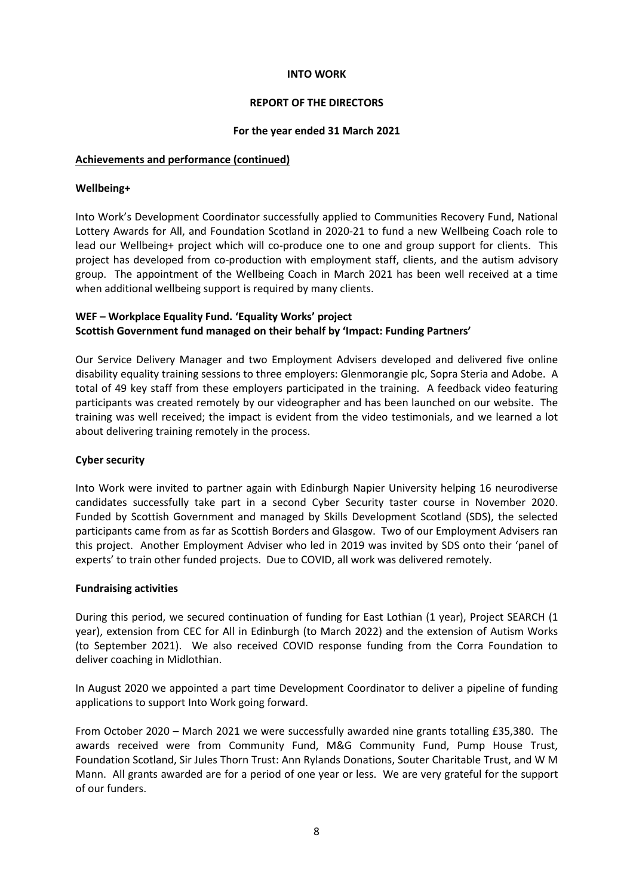**INTO WORK**

**REPORT OF THE DIRECTORS**

**For the year ended 31 March 2021**

**Achievements and performance (continued)**

**Wellbeing+**

Into Work's Development Coordinator successfully applied to Communities Recovery Fund, National Lottery Awards for All, and Foundation Scotland in 2020-21 to fund a new Wellbeing Coach role to lead our Wellbeing+ project which will co-produce one to one and group support for clients. This project has developed from co-production with employment staff, clients, and the autism advisory group. The appointment of the Wellbeing Coach in March 2021 has been well received at a time when additional wellbeing support is required by many clients.

**WEF – Workplace Equality Fund. 'Equality Works' project**
**Scottish Government fund managed on their behalf by 'Impact: Funding Partners'**

Our Service Delivery Manager and two Employment Advisers developed and delivered five online disability equality training sessions to three employers: Glenmorangie plc, Sopra Steria and Adobe. A total of 49 key staff from these employers participated in the training. A feedback video featuring participants was created remotely by our videographer and has been launched on our website. The training was well received; the impact is evident from the video testimonials, and we learned a lot about delivering training remotely in the process.

**Cyber security**

Into Work were invited to partner again with Edinburgh Napier University helping 16 neurodiverse candidates successfully take part in a second Cyber Security taster course in November 2020. Funded by Scottish Government and managed by Skills Development Scotland (SDS), the selected participants came from as far as Scottish Borders and Glasgow. Two of our Employment Advisers ran this project. Another Employment Adviser who led in 2019 was invited by SDS onto their 'panel of experts' to train other funded projects. Due to COVID, all work was delivered remotely.

**Fundraising activities**

During this period, we secured continuation of funding for East Lothian (1 year), Project SEARCH (1 year), extension from CEC for All in Edinburgh (to March 2022) and the extension of Autism Works (to September 2021). We also received COVID response funding from the Corra Foundation to deliver coaching in Midlothian.

In August 2020 we appointed a part time Development Coordinator to deliver a pipeline of funding applications to support Into Work going forward.

From October 2020 – March 2021 we were successfully awarded nine grants totalling £35,380. The awards received were from Community Fund, M&G Community Fund, Pump House Trust, Foundation Scotland, Sir Jules Thorn Trust: Ann Rylands Donations, Souter Charitable Trust, and W M Mann. All grants awarded are for a period of one year or less. We are very grateful for the support of our funders.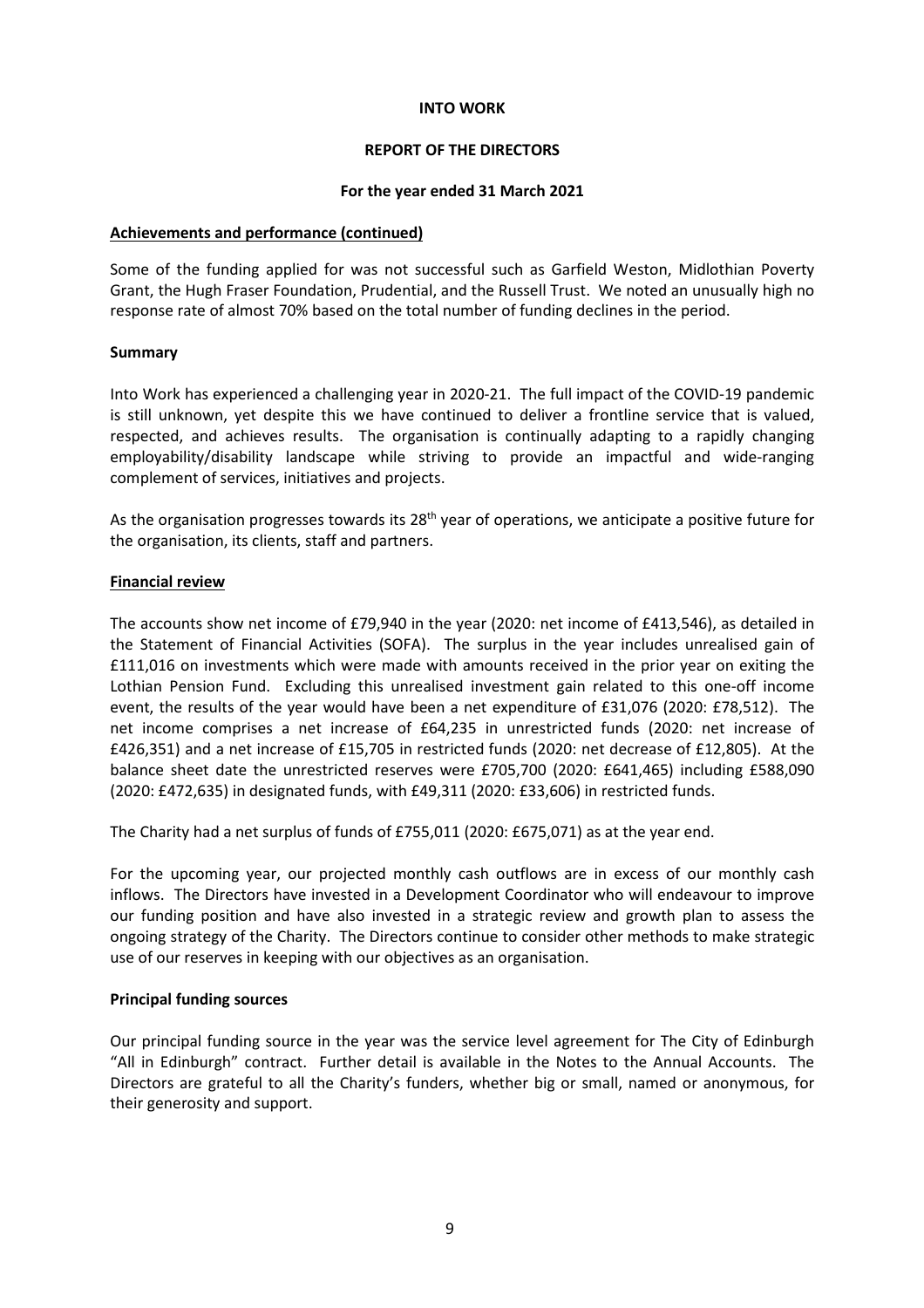**INTO WORK**

**REPORT OF THE DIRECTORS**

**For the year ended 31 March 2021**

## Achievements and performance (continued)

Some of the funding applied for was not successful such as Garfield Weston, Midlothian Poverty Grant, the Hugh Fraser Foundation, Prudential, and the Russell Trust. We noted an unusually high no response rate of almost 70% based on the total number of funding declines in the period.

### Summary

Into Work has experienced a challenging year in 2020-21. The full impact of the COVID-19 pandemic is still unknown, yet despite this we have continued to deliver a frontline service that is valued, respected, and achieves results. The organisation is continually adapting to a rapidly changing employability/disability landscape while striving to provide an impactful and wide-ranging complement of services, initiatives and projects.

As the organisation progresses towards its 28th year of operations, we anticipate a positive future for the organisation, its clients, staff and partners.

## Financial review

The accounts show net income of £79,940 in the year (2020: net income of £413,546), as detailed in the Statement of Financial Activities (SOFA). The surplus in the year includes unrealised gain of £111,016 on investments which were made with amounts received in the prior year on exiting the Lothian Pension Fund. Excluding this unrealised investment gain related to this one-off income event, the results of the year would have been a net expenditure of £31,076 (2020: £78,512). The net income comprises a net increase of £64,235 in unrestricted funds (2020: net increase of £426,351) and a net increase of £15,705 in restricted funds (2020: net decrease of £12,805). At the balance sheet date the unrestricted reserves were £705,700 (2020: £641,465) including £588,090 (2020: £472,635) in designated funds, with £49,311 (2020: £33,606) in restricted funds.

The Charity had a net surplus of funds of £755,011 (2020: £675,071) as at the year end.

For the upcoming year, our projected monthly cash outflows are in excess of our monthly cash inflows. The Directors have invested in a Development Coordinator who will endeavour to improve our funding position and have also invested in a strategic review and growth plan to assess the ongoing strategy of the Charity. The Directors continue to consider other methods to make strategic use of our reserves in keeping with our objectives as an organisation.

### Principal funding sources

Our principal funding source in the year was the service level agreement for The City of Edinburgh "All in Edinburgh" contract. Further detail is available in the Notes to the Annual Accounts. The Directors are grateful to all the Charity's funders, whether big or small, named or anonymous, for their generosity and support.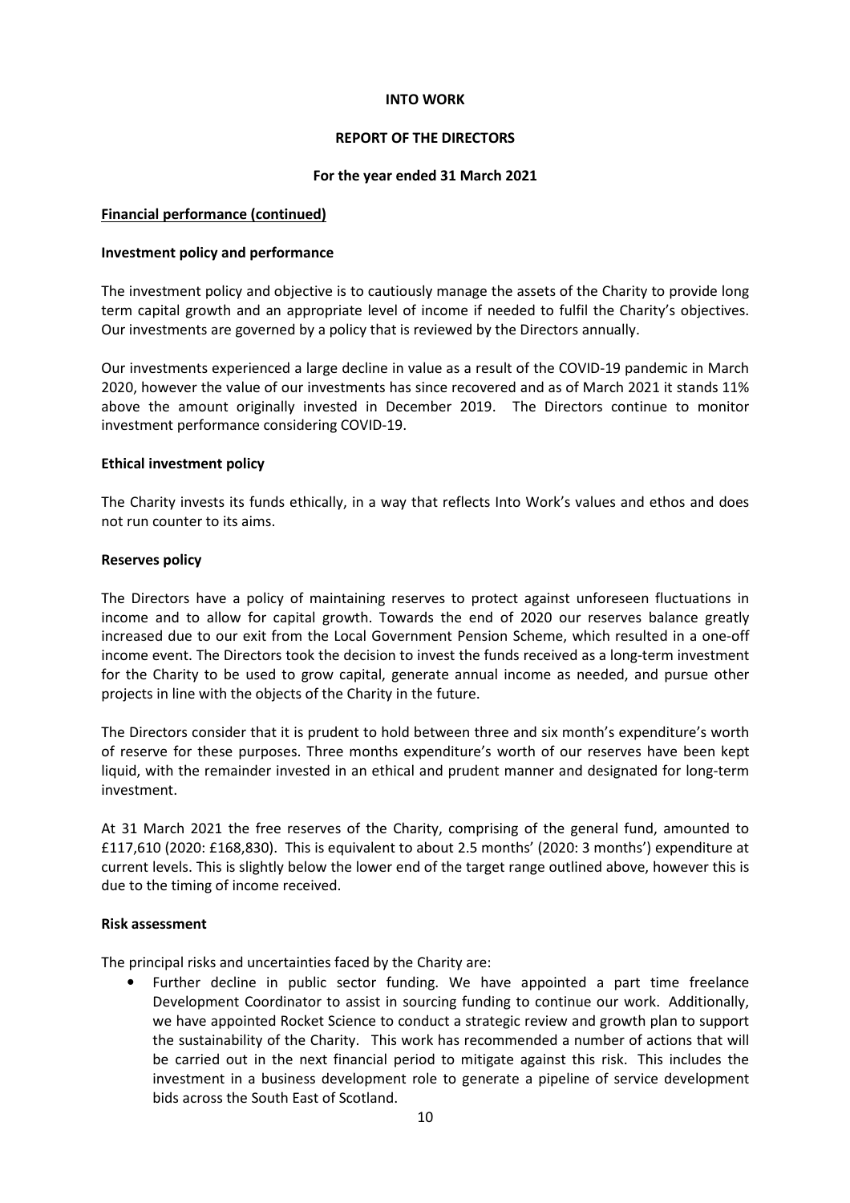**INTO WORK**

**REPORT OF THE DIRECTORS**

**For the year ended 31 March 2021**

**Financial performance (continued)**

**Investment policy and performance**

The investment policy and objective is to cautiously manage the assets of the Charity to provide long term capital growth and an appropriate level of income if needed to fulfil the Charity's objectives. Our investments are governed by a policy that is reviewed by the Directors annually.

Our investments experienced a large decline in value as a result of the COVID-19 pandemic in March 2020, however the value of our investments has since recovered and as of March 2021 it stands 11% above the amount originally invested in December 2019. The Directors continue to monitor investment performance considering COVID-19.

**Ethical investment policy**

The Charity invests its funds ethically, in a way that reflects Into Work's values and ethos and does not run counter to its aims.

**Reserves policy**

The Directors have a policy of maintaining reserves to protect against unforeseen fluctuations in income and to allow for capital growth. Towards the end of 2020 our reserves balance greatly increased due to our exit from the Local Government Pension Scheme, which resulted in a one-off income event. The Directors took the decision to invest the funds received as a long-term investment for the Charity to be used to grow capital, generate annual income as needed, and pursue other projects in line with the objects of the Charity in the future.

The Directors consider that it is prudent to hold between three and six month's expenditure's worth of reserve for these purposes. Three months expenditure's worth of our reserves have been kept liquid, with the remainder invested in an ethical and prudent manner and designated for long-term investment.

At 31 March 2021 the free reserves of the Charity, comprising of the general fund, amounted to £117,610 (2020: £168,830). This is equivalent to about 2.5 months' (2020: 3 months') expenditure at current levels. This is slightly below the lower end of the target range outlined above, however this is due to the timing of income received.

**Risk assessment**

The principal risks and uncertainties faced by the Charity are:

- Further decline in public sector funding. We have appointed a part time freelance Development Coordinator to assist in sourcing funding to continue our work. Additionally, we have appointed Rocket Science to conduct a strategic review and growth plan to support the sustainability of the Charity. This work has recommended a number of actions that will be carried out in the next financial period to mitigate against this risk. This includes the investment in a business development role to generate a pipeline of service development bids across the South East of Scotland.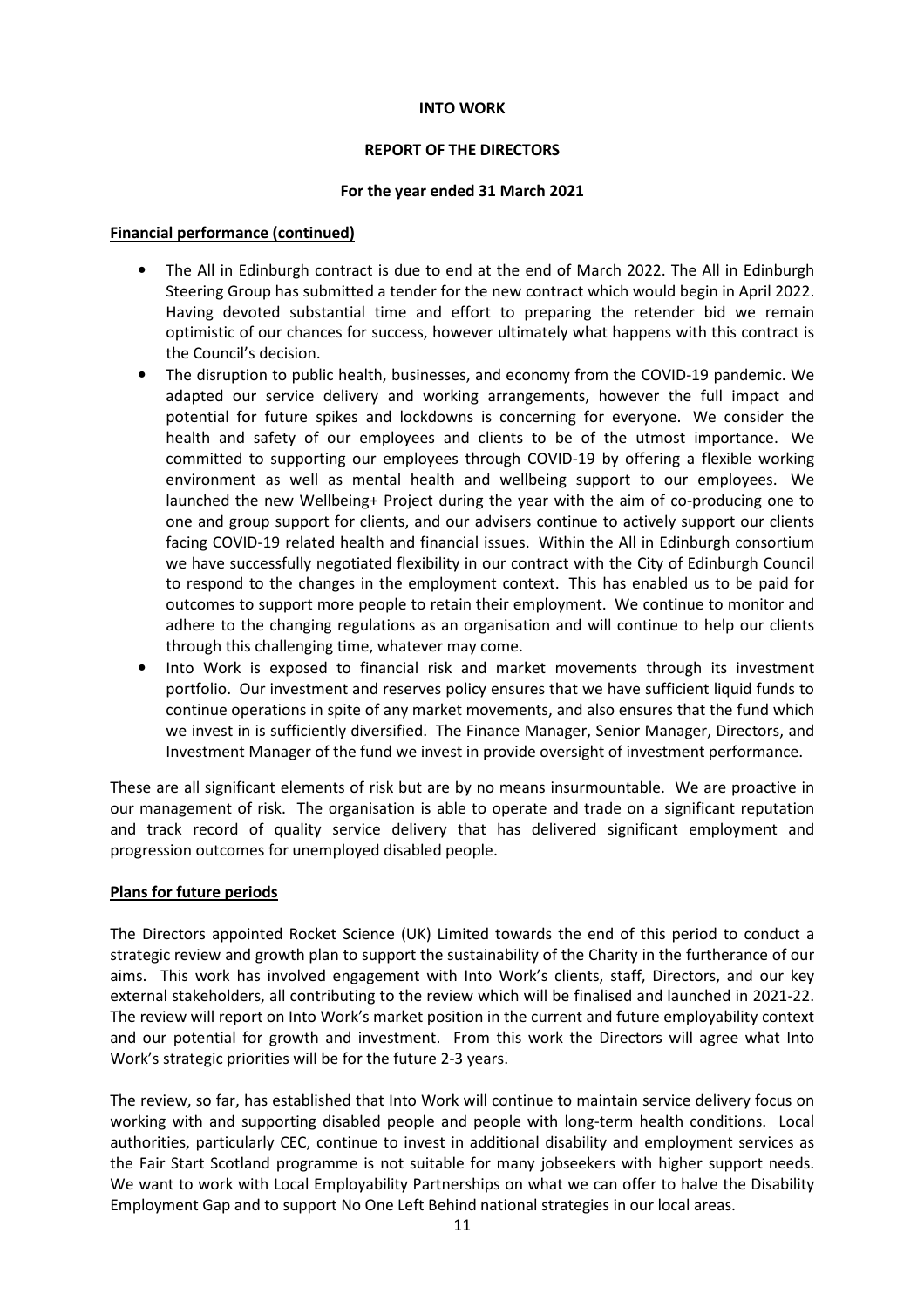**INTO WORK**

**REPORT OF THE DIRECTORS**

**For the year ended 31 March 2021**

**Financial performance (continued)**

- The All in Edinburgh contract is due to end at the end of March 2022. The All in Edinburgh Steering Group has submitted a tender for the new contract which would begin in April 2022. Having devoted substantial time and effort to preparing the retender bid we remain optimistic of our chances for success, however ultimately what happens with this contract is the Council's decision.
- The disruption to public health, businesses, and economy from the COVID-19 pandemic. We adapted our service delivery and working arrangements, however the full impact and potential for future spikes and lockdowns is concerning for everyone. We consider the health and safety of our employees and clients to be of the utmost importance. We committed to supporting our employees through COVID-19 by offering a flexible working environment as well as mental health and wellbeing support to our employees. We launched the new Wellbeing+ Project during the year with the aim of co-producing one to one and group support for clients, and our advisers continue to actively support our clients facing COVID-19 related health and financial issues. Within the All in Edinburgh consortium we have successfully negotiated flexibility in our contract with the City of Edinburgh Council to respond to the changes in the employment context. This has enabled us to be paid for outcomes to support more people to retain their employment. We continue to monitor and adhere to the changing regulations as an organisation and will continue to help our clients through this challenging time, whatever may come.
- Into Work is exposed to financial risk and market movements through its investment portfolio. Our investment and reserves policy ensures that we have sufficient liquid funds to continue operations in spite of any market movements, and also ensures that the fund which we invest in is sufficiently diversified. The Finance Manager, Senior Manager, Directors, and Investment Manager of the fund we invest in provide oversight of investment performance.

These are all significant elements of risk but are by no means insurmountable. We are proactive in our management of risk. The organisation is able to operate and trade on a significant reputation and track record of quality service delivery that has delivered significant employment and progression outcomes for unemployed disabled people.

**Plans for future periods**

The Directors appointed Rocket Science (UK) Limited towards the end of this period to conduct a strategic review and growth plan to support the sustainability of the Charity in the furtherance of our aims. This work has involved engagement with Into Work's clients, staff, Directors, and our key external stakeholders, all contributing to the review which will be finalised and launched in 2021-22. The review will report on Into Work's market position in the current and future employability context and our potential for growth and investment. From this work the Directors will agree what Into Work's strategic priorities will be for the future 2-3 years.

The review, so far, has established that Into Work will continue to maintain service delivery focus on working with and supporting disabled people and people with long-term health conditions. Local authorities, particularly CEC, continue to invest in additional disability and employment services as the Fair Start Scotland programme is not suitable for many jobseekers with higher support needs. We want to work with Local Employability Partnerships on what we can offer to halve the Disability Employment Gap and to support No One Left Behind national strategies in our local areas.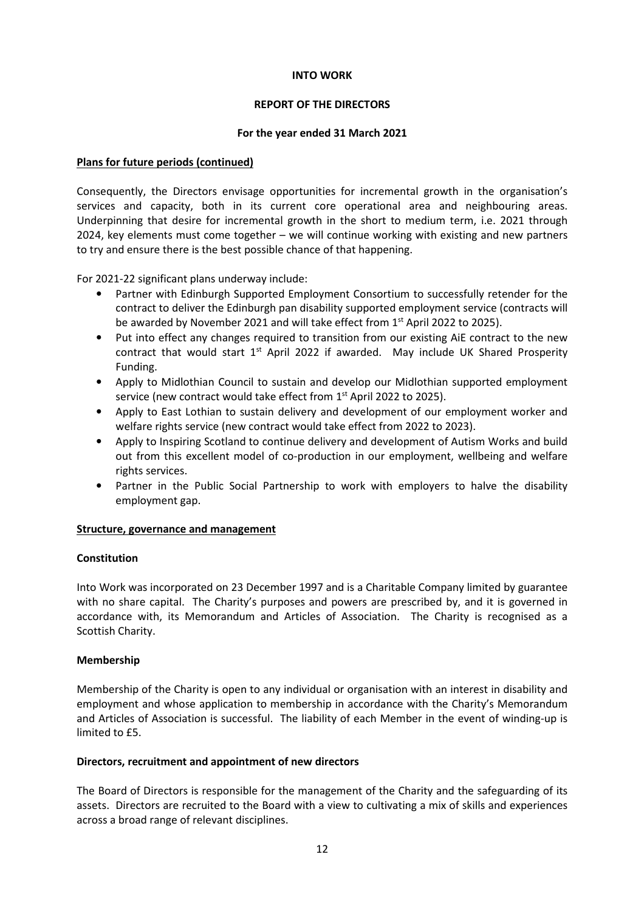**INTO WORK**

**REPORT OF THE DIRECTORS**

**For the year ended 31 March 2021**

**Plans for future periods (continued)**

Consequently, the Directors envisage opportunities for incremental growth in the organisation's services and capacity, both in its current core operational area and neighbouring areas. Underpinning that desire for incremental growth in the short to medium term, i.e. 2021 through 2024, key elements must come together – we will continue working with existing and new partners to try and ensure there is the best possible chance of that happening.

For 2021-22 significant plans underway include:

- Partner with Edinburgh Supported Employment Consortium to successfully retender for the contract to deliver the Edinburgh pan disability supported employment service (contracts will be awarded by November 2021 and will take effect from 1st April 2022 to 2025).
- Put into effect any changes required to transition from our existing AiE contract to the new contract that would start 1st April 2022 if awarded. May include UK Shared Prosperity Funding.
- Apply to Midlothian Council to sustain and develop our Midlothian supported employment service (new contract would take effect from 1st April 2022 to 2025).
- Apply to East Lothian to sustain delivery and development of our employment worker and welfare rights service (new contract would take effect from 2022 to 2023).
- Apply to Inspiring Scotland to continue delivery and development of Autism Works and build out from this excellent model of co-production in our employment, wellbeing and welfare rights services.
- Partner in the Public Social Partnership to work with employers to halve the disability employment gap.

**Structure, governance and management**

**Constitution**

Into Work was incorporated on 23 December 1997 and is a Charitable Company limited by guarantee with no share capital. The Charity's purposes and powers are prescribed by, and it is governed in accordance with, its Memorandum and Articles of Association. The Charity is recognised as a Scottish Charity.

**Membership**

Membership of the Charity is open to any individual or organisation with an interest in disability and employment and whose application to membership in accordance with the Charity's Memorandum and Articles of Association is successful. The liability of each Member in the event of winding-up is limited to £5.

**Directors, recruitment and appointment of new directors**

The Board of Directors is responsible for the management of the Charity and the safeguarding of its assets. Directors are recruited to the Board with a view to cultivating a mix of skills and experiences across a broad range of relevant disciplines.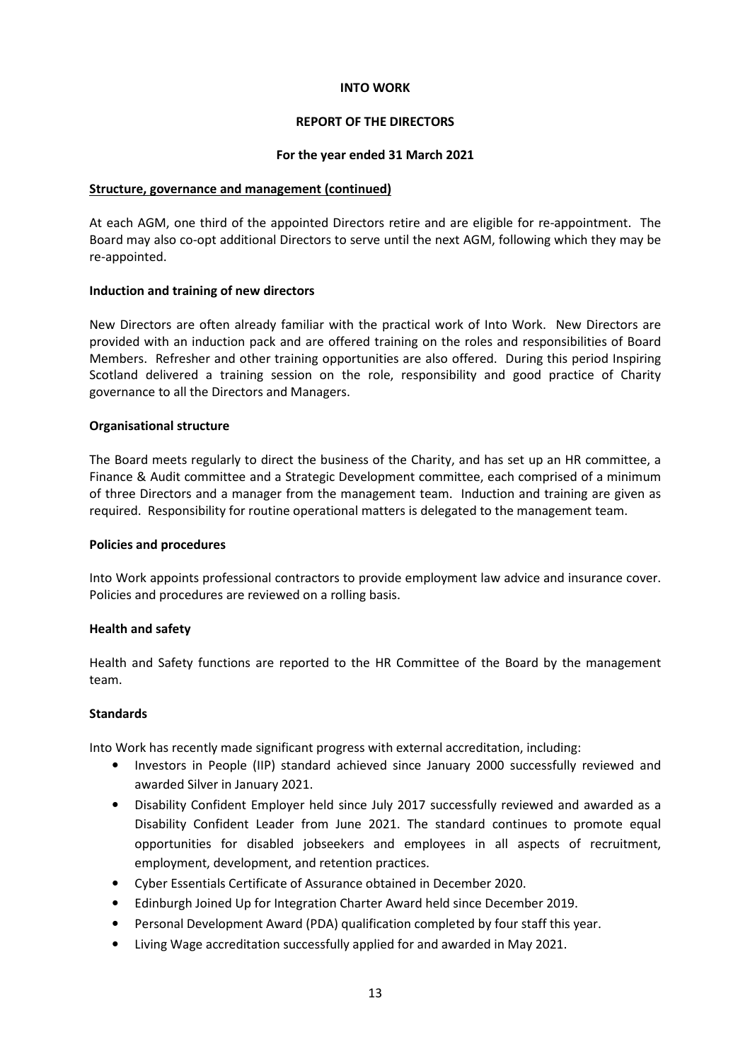**INTO WORK**

**REPORT OF THE DIRECTORS**

**For the year ended 31 March 2021**

**Structure, governance and management (continued)**

At each AGM, one third of the appointed Directors retire and are eligible for re-appointment. The Board may also co-opt additional Directors to serve until the next AGM, following which they may be re-appointed.

**Induction and training of new directors**

New Directors are often already familiar with the practical work of Into Work. New Directors are provided with an induction pack and are offered training on the roles and responsibilities of Board Members. Refresher and other training opportunities are also offered. During this period Inspiring Scotland delivered a training session on the role, responsibility and good practice of Charity governance to all the Directors and Managers.

**Organisational structure**

The Board meets regularly to direct the business of the Charity, and has set up an HR committee, a Finance & Audit committee and a Strategic Development committee, each comprised of a minimum of three Directors and a manager from the management team. Induction and training are given as required. Responsibility for routine operational matters is delegated to the management team.

**Policies and procedures**

Into Work appoints professional contractors to provide employment law advice and insurance cover. Policies and procedures are reviewed on a rolling basis.

**Health and safety**

Health and Safety functions are reported to the HR Committee of the Board by the management team.

**Standards**

Into Work has recently made significant progress with external accreditation, including:

- Investors in People (IIP) standard achieved since January 2000 successfully reviewed and awarded Silver in January 2021.
- Disability Confident Employer held since July 2017 successfully reviewed and awarded as a Disability Confident Leader from June 2021. The standard continues to promote equal opportunities for disabled jobseekers and employees in all aspects of recruitment, employment, development, and retention practices.
- Cyber Essentials Certificate of Assurance obtained in December 2020.
- Edinburgh Joined Up for Integration Charter Award held since December 2019.
- Personal Development Award (PDA) qualification completed by four staff this year.
- Living Wage accreditation successfully applied for and awarded in May 2021.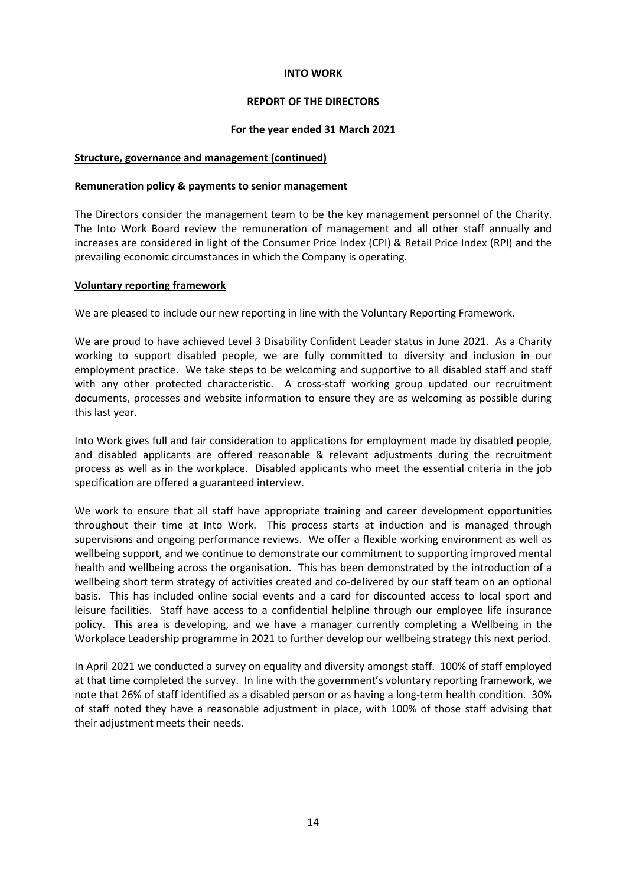**INTO WORK**

**REPORT OF THE DIRECTORS**

**For the year ended 31 March 2021**

**Structure, governance and management (continued)**

**Remuneration policy & payments to senior management**

The Directors consider the management team to be the key management personnel of the Charity. The Into Work Board review the remuneration of management and all other staff annually and increases are considered in light of the Consumer Price Index (CPI) & Retail Price Index (RPI) and the prevailing economic circumstances in which the Company is operating.

**Voluntary reporting framework**

We are pleased to include our new reporting in line with the Voluntary Reporting Framework.

We are proud to have achieved Level 3 Disability Confident Leader status in June 2021. As a Charity working to support disabled people, we are fully committed to diversity and inclusion in our employment practice. We take steps to be welcoming and supportive to all disabled staff and staff with any other protected characteristic. A cross-staff working group updated our recruitment documents, processes and website information to ensure they are as welcoming as possible during this last year.

Into Work gives full and fair consideration to applications for employment made by disabled people, and disabled applicants are offered reasonable & relevant adjustments during the recruitment process as well as in the workplace. Disabled applicants who meet the essential criteria in the job specification are offered a guaranteed interview.

We work to ensure that all staff have appropriate training and career development opportunities throughout their time at Into Work. This process starts at induction and is managed through supervisions and ongoing performance reviews. We offer a flexible working environment as well as wellbeing support, and we continue to demonstrate our commitment to supporting improved mental health and wellbeing across the organisation. This has been demonstrated by the introduction of a wellbeing short term strategy of activities created and co-delivered by our staff team on an optional basis. This has included online social events and a card for discounted access to local sport and leisure facilities. Staff have access to a confidential helpline through our employee life insurance policy. This area is developing, and we have a manager currently completing a Wellbeing in the Workplace Leadership programme in 2021 to further develop our wellbeing strategy this next period.

In April 2021 we conducted a survey on equality and diversity amongst staff. 100% of staff employed at that time completed the survey. In line with the government's voluntary reporting framework, we note that 26% of staff identified as a disabled person or as having a long-term health condition. 30% of staff noted they have a reasonable adjustment in place, with 100% of those staff advising that their adjustment meets their needs.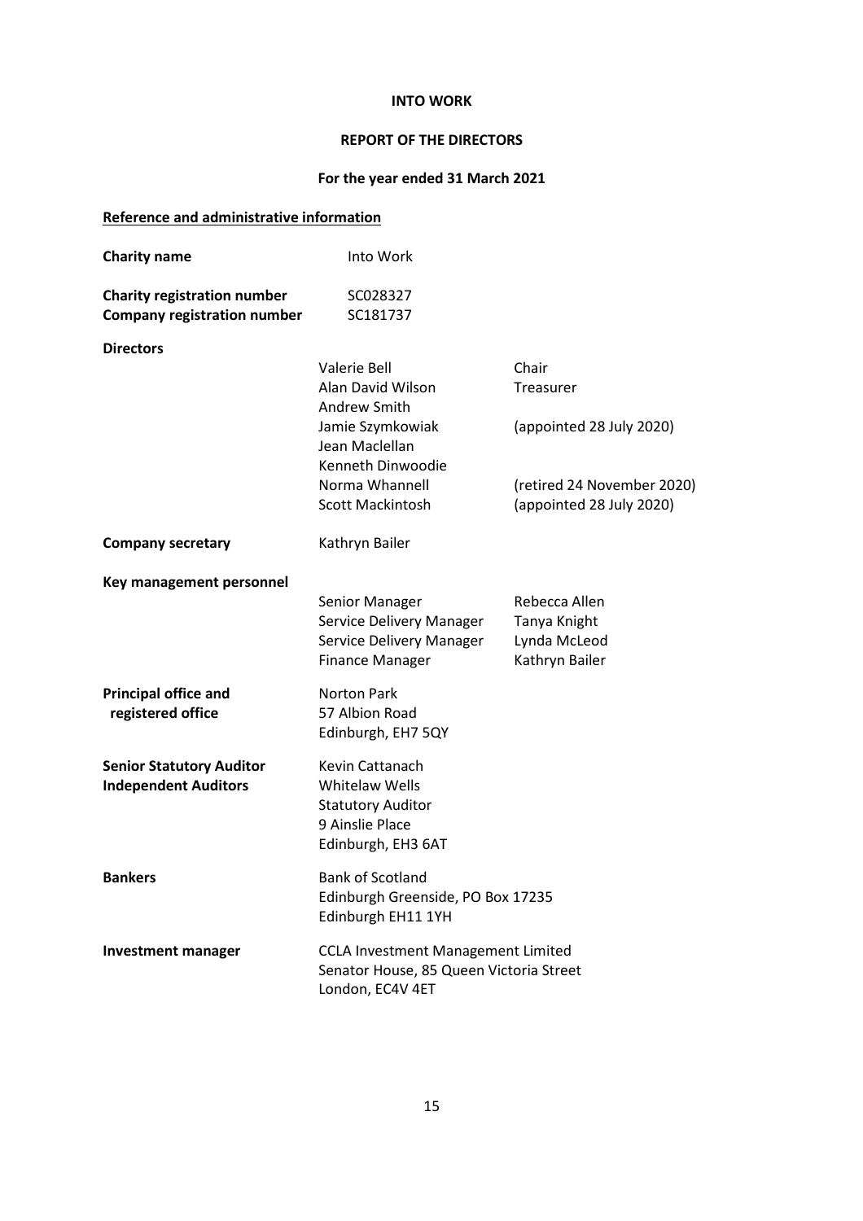**INTO WORK**

**REPORT OF THE DIRECTORS**

**For the year ended 31 March 2021**

**Reference and administrative information**

| | | |
|---|---|---|
| **Charity name** | Into Work | |
| **Charity registration number** | SC028327 | |
| **Company registration number** | SC181737 | |
| **Directors** | | |
| | Valerie Bell | Chair |
| | Alan David Wilson | Treasurer |
| | Andrew Smith | |
| | Jamie Szymkowiak | (appointed 28 July 2020) |
| | Jean Maclellan | |
| | Kenneth Dinwoodie | |
| | Norma Whannell | (retired 24 November 2020) |
| | Scott Mackintosh | (appointed 28 July 2020) |
| **Company secretary** | Kathryn Bailer | |
| **Key management personnel** | | |
| | Senior Manager | Rebecca Allen |
| | Service Delivery Manager | Tanya Knight |
| | Service Delivery Manager | Lynda McLeod |
| | Finance Manager | Kathryn Bailer |
| **Principal office and registered office** | Norton Park<br>57 Albion Road<br>Edinburgh, EH7 5QY | |
| **Senior Statutory Auditor Independent Auditors** | Kevin Cattanach<br>Whitelaw Wells<br>Statutory Auditor<br>9 Ainslie Place<br>Edinburgh, EH3 6AT | |
| **Bankers** | Bank of Scotland<br>Edinburgh Greenside, PO Box 17235<br>Edinburgh EH11 1YH | |
| **Investment manager** | CCLA Investment Management Limited<br>Senator House, 85 Queen Victoria Street<br>London, EC4V 4ET | |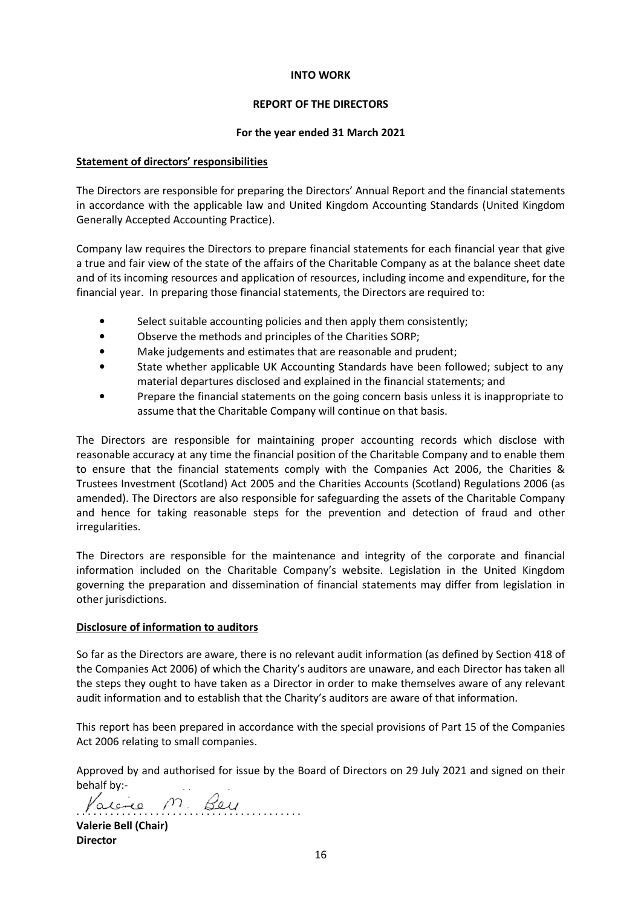**INTO WORK**

**REPORT OF THE DIRECTORS**

**For the year ended 31 March 2021**

**Statement of directors' responsibilities**

The Directors are responsible for preparing the Directors' Annual Report and the financial statements in accordance with the applicable law and United Kingdom Accounting Standards (United Kingdom Generally Accepted Accounting Practice).

Company law requires the Directors to prepare financial statements for each financial year that give a true and fair view of the state of the affairs of the Charitable Company as at the balance sheet date and of its incoming resources and application of resources, including income and expenditure, for the financial year. In preparing those financial statements, the Directors are required to:

- Select suitable accounting policies and then apply them consistently;
- Observe the methods and principles of the Charities SORP;
- Make judgements and estimates that are reasonable and prudent;
- State whether applicable UK Accounting Standards have been followed; subject to any material departures disclosed and explained in the financial statements; and
- Prepare the financial statements on the going concern basis unless it is inappropriate to assume that the Charitable Company will continue on that basis.

The Directors are responsible for maintaining proper accounting records which disclose with reasonable accuracy at any time the financial position of the Charitable Company and to enable them to ensure that the financial statements comply with the Companies Act 2006, the Charities & Trustees Investment (Scotland) Act 2005 and the Charities Accounts (Scotland) Regulations 2006 (as amended). The Directors are also responsible for safeguarding the assets of the Charitable Company and hence for taking reasonable steps for the prevention and detection of fraud and other irregularities.

The Directors are responsible for the maintenance and integrity of the corporate and financial information included on the Charitable Company's website. Legislation in the United Kingdom governing the preparation and dissemination of financial statements may differ from legislation in other jurisdictions.

**Disclosure of information to auditors**

So far as the Directors are aware, there is no relevant audit information (as defined by Section 418 of the Companies Act 2006) of which the Charity's auditors are unaware, and each Director has taken all the steps they ought to have taken as a Director in order to make themselves aware of any relevant audit information and to establish that the Charity's auditors are aware of that information.

This report has been prepared in accordance with the special provisions of Part 15 of the Companies Act 2006 relating to small companies.

Approved by and authorised for issue by the Board of Directors on 29 July 2021 and signed on their behalf by:-

Valerie M. Bell
.......................................

**Valerie Bell (Chair)**
**Director**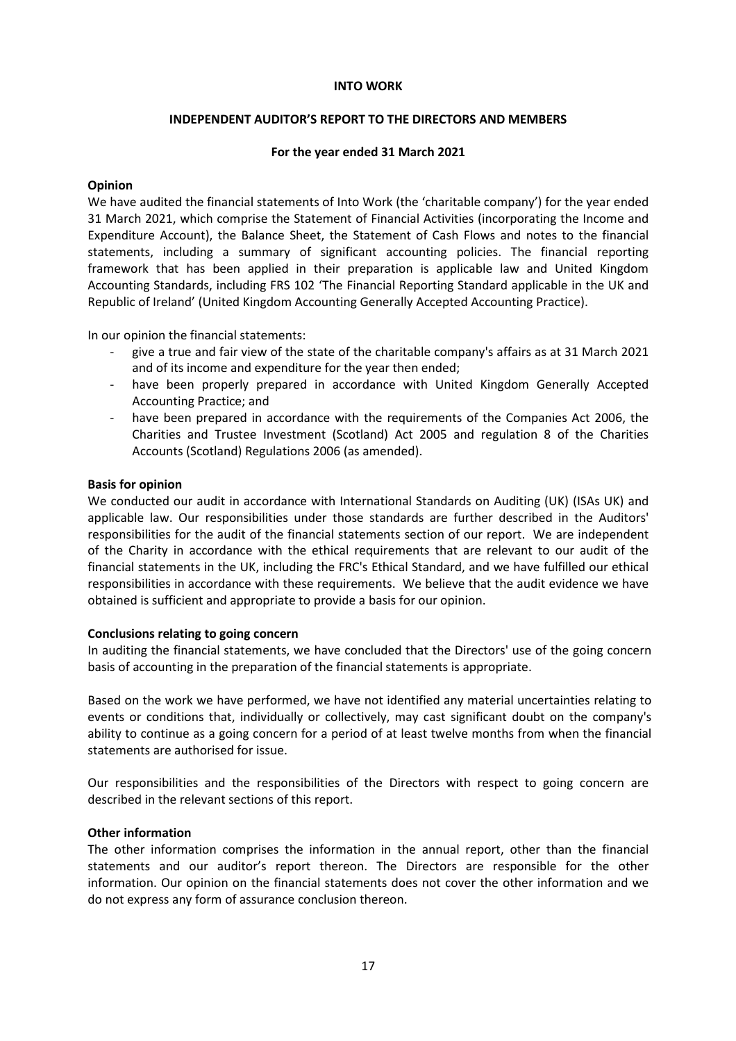**INTO WORK**

**INDEPENDENT AUDITOR'S REPORT TO THE DIRECTORS AND MEMBERS**

**For the year ended 31 March 2021**

**Opinion**

We have audited the financial statements of Into Work (the 'charitable company') for the year ended 31 March 2021, which comprise the Statement of Financial Activities (incorporating the Income and Expenditure Account), the Balance Sheet, the Statement of Cash Flows and notes to the financial statements, including a summary of significant accounting policies. The financial reporting framework that has been applied in their preparation is applicable law and United Kingdom Accounting Standards, including FRS 102 'The Financial Reporting Standard applicable in the UK and Republic of Ireland' (United Kingdom Accounting Generally Accepted Accounting Practice).

In our opinion the financial statements:

- give a true and fair view of the state of the charitable company's affairs as at 31 March 2021 and of its income and expenditure for the year then ended;
- have been properly prepared in accordance with United Kingdom Generally Accepted Accounting Practice; and
- have been prepared in accordance with the requirements of the Companies Act 2006, the Charities and Trustee Investment (Scotland) Act 2005 and regulation 8 of the Charities Accounts (Scotland) Regulations 2006 (as amended).

**Basis for opinion**

We conducted our audit in accordance with International Standards on Auditing (UK) (ISAs UK) and applicable law. Our responsibilities under those standards are further described in the Auditors' responsibilities for the audit of the financial statements section of our report. We are independent of the Charity in accordance with the ethical requirements that are relevant to our audit of the financial statements in the UK, including the FRC's Ethical Standard, and we have fulfilled our ethical responsibilities in accordance with these requirements. We believe that the audit evidence we have obtained is sufficient and appropriate to provide a basis for our opinion.

**Conclusions relating to going concern**

In auditing the financial statements, we have concluded that the Directors' use of the going concern basis of accounting in the preparation of the financial statements is appropriate.

Based on the work we have performed, we have not identified any material uncertainties relating to events or conditions that, individually or collectively, may cast significant doubt on the company's ability to continue as a going concern for a period of at least twelve months from when the financial statements are authorised for issue.

Our responsibilities and the responsibilities of the Directors with respect to going concern are described in the relevant sections of this report.

**Other information**

The other information comprises the information in the annual report, other than the financial statements and our auditor's report thereon. The Directors are responsible for the other information. Our opinion on the financial statements does not cover the other information and we do not express any form of assurance conclusion thereon.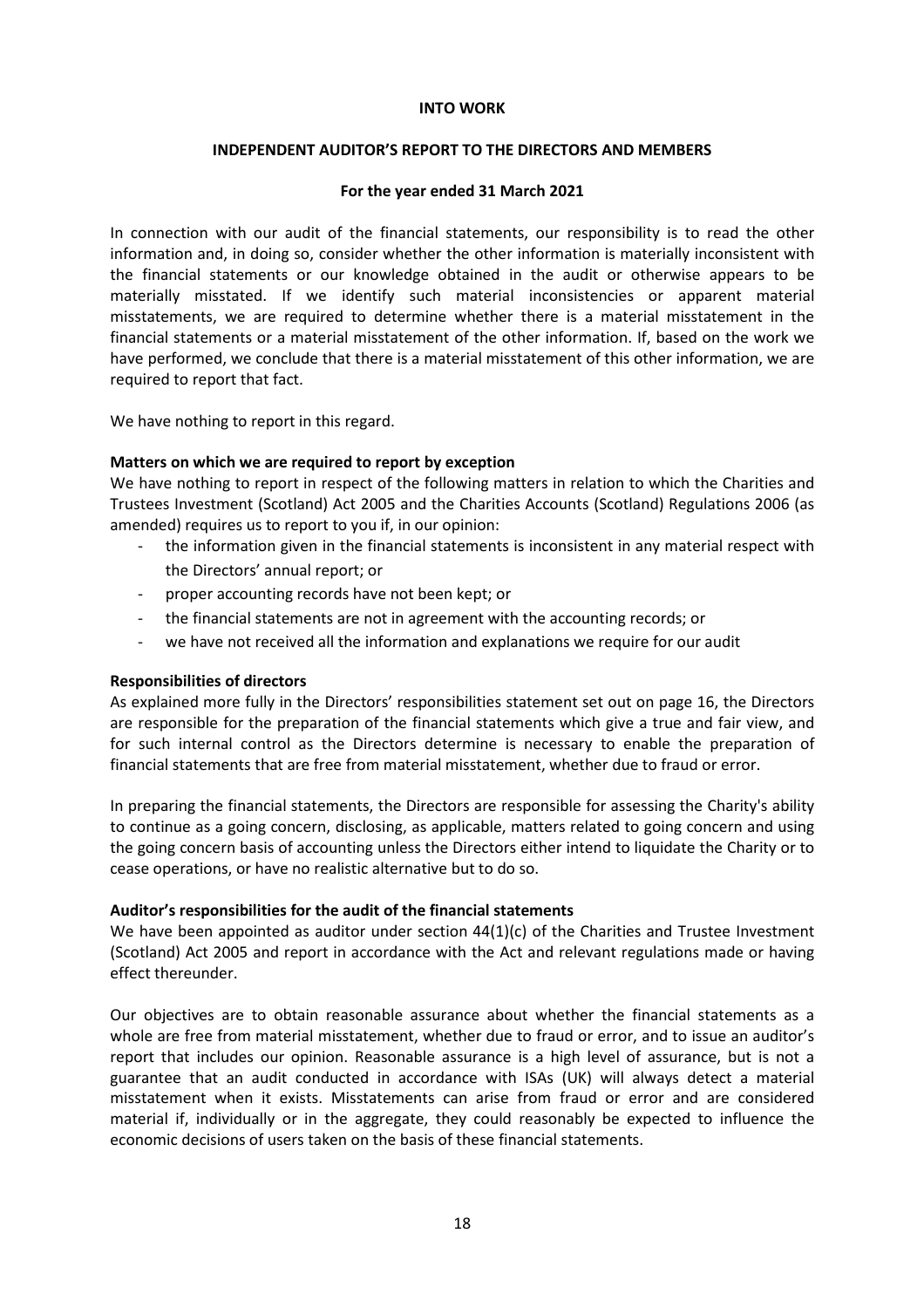**INTO WORK**

**INDEPENDENT AUDITOR'S REPORT TO THE DIRECTORS AND MEMBERS**

**For the year ended 31 March 2021**

In connection with our audit of the financial statements, our responsibility is to read the other information and, in doing so, consider whether the other information is materially inconsistent with the financial statements or our knowledge obtained in the audit or otherwise appears to be materially misstated. If we identify such material inconsistencies or apparent material misstatements, we are required to determine whether there is a material misstatement in the financial statements or a material misstatement of the other information. If, based on the work we have performed, we conclude that there is a material misstatement of this other information, we are required to report that fact.

We have nothing to report in this regard.

**Matters on which we are required to report by exception**

We have nothing to report in respect of the following matters in relation to which the Charities and Trustees Investment (Scotland) Act 2005 and the Charities Accounts (Scotland) Regulations 2006 (as amended) requires us to report to you if, in our opinion:

- the information given in the financial statements is inconsistent in any material respect with the Directors' annual report; or
- proper accounting records have not been kept; or
- the financial statements are not in agreement with the accounting records; or
- we have not received all the information and explanations we require for our audit

**Responsibilities of directors**

As explained more fully in the Directors' responsibilities statement set out on page 16, the Directors are responsible for the preparation of the financial statements which give a true and fair view, and for such internal control as the Directors determine is necessary to enable the preparation of financial statements that are free from material misstatement, whether due to fraud or error.

In preparing the financial statements, the Directors are responsible for assessing the Charity's ability to continue as a going concern, disclosing, as applicable, matters related to going concern and using the going concern basis of accounting unless the Directors either intend to liquidate the Charity or to cease operations, or have no realistic alternative but to do so.

**Auditor's responsibilities for the audit of the financial statements**

We have been appointed as auditor under section 44(1)(c) of the Charities and Trustee Investment (Scotland) Act 2005 and report in accordance with the Act and relevant regulations made or having effect thereunder.

Our objectives are to obtain reasonable assurance about whether the financial statements as a whole are free from material misstatement, whether due to fraud or error, and to issue an auditor's report that includes our opinion. Reasonable assurance is a high level of assurance, but is not a guarantee that an audit conducted in accordance with ISAs (UK) will always detect a material misstatement when it exists. Misstatements can arise from fraud or error and are considered material if, individually or in the aggregate, they could reasonably be expected to influence the economic decisions of users taken on the basis of these financial statements.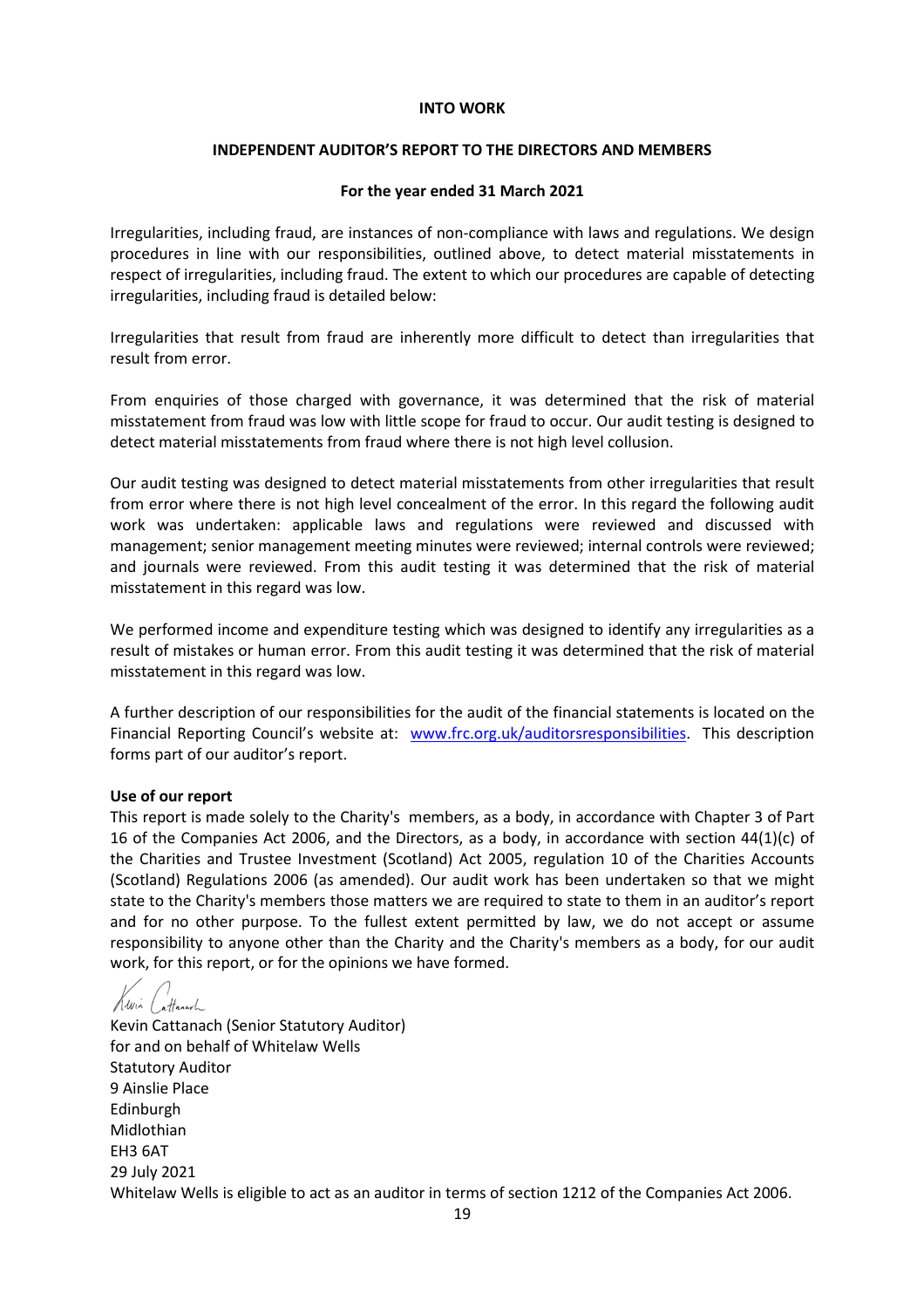**INTO WORK**

**INDEPENDENT AUDITOR'S REPORT TO THE DIRECTORS AND MEMBERS**

**For the year ended 31 March 2021**

Irregularities, including fraud, are instances of non-compliance with laws and regulations. We design procedures in line with our responsibilities, outlined above, to detect material misstatements in respect of irregularities, including fraud. The extent to which our procedures are capable of detecting irregularities, including fraud is detailed below:

Irregularities that result from fraud are inherently more difficult to detect than irregularities that result from error.

From enquiries of those charged with governance, it was determined that the risk of material misstatement from fraud was low with little scope for fraud to occur. Our audit testing is designed to detect material misstatements from fraud where there is not high level collusion.

Our audit testing was designed to detect material misstatements from other irregularities that result from error where there is not high level concealment of the error. In this regard the following audit work was undertaken: applicable laws and regulations were reviewed and discussed with management; senior management meeting minutes were reviewed; internal controls were reviewed; and journals were reviewed. From this audit testing it was determined that the risk of material misstatement in this regard was low.

We performed income and expenditure testing which was designed to identify any irregularities as a result of mistakes or human error. From this audit testing it was determined that the risk of material misstatement in this regard was low.

A further description of our responsibilities for the audit of the financial statements is located on the Financial Reporting Council's website at: [www.frc.org.uk/auditorsresponsibilities](www.frc.org.uk/auditorsresponsibilities). This description forms part of our auditor's report.

**Use of our report**

This report is made solely to the Charity's members, as a body, in accordance with Chapter 3 of Part 16 of the Companies Act 2006, and the Directors, as a body, in accordance with section 44(1)(c) of the Charities and Trustee Investment (Scotland) Act 2005, regulation 10 of the Charities Accounts (Scotland) Regulations 2006 (as amended). Our audit work has been undertaken so that we might state to the Charity's members those matters we are required to state to them in an auditor's report and for no other purpose. To the fullest extent permitted by law, we do not accept or assume responsibility to anyone other than the Charity and the Charity's members as a body, for our audit work, for this report, or for the opinions we have formed.

Kevin Cattanach (Senior Statutory Auditor)
for and on behalf of Whitelaw Wells
Statutory Auditor
9 Ainslie Place
Edinburgh
Midlothian
EH3 6AT
29 July 2021
Whitelaw Wells is eligible to act as an auditor in terms of section 1212 of the Companies Act 2006.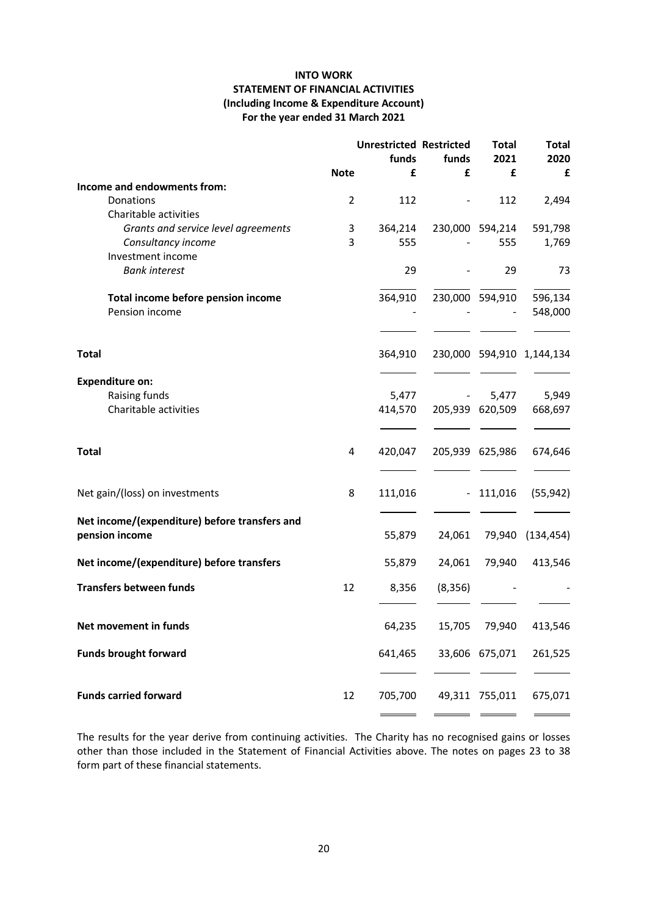**INTO WORK**
**STATEMENT OF FINANCIAL ACTIVITIES**
**(Including Income & Expenditure Account)**
**For the year ended 31 March 2021**

| | Note | Unrestricted funds £ | Restricted funds £ | Total 2021 £ | Total 2020 £ |
|---|---|---|---|---|---|
| **Income and endowments from:** | | | | | |
| Donations | 2 | 112 | - | 112 | 2,494 |
| Charitable activities | | | | | |
| *Grants and service level agreements* | 3 | 364,214 | 230,000 | 594,214 | 591,798 |
| *Consultancy income* | 3 | 555 | - | 555 | 1,769 |
| Investment income | | | | | |
| *Bank interest* | | 29 | - | 29 | 73 |
| **Total income before pension income** | | 364,910 | 230,000 | 594,910 | 596,134 |
| Pension income | | - | - | - | 548,000 |
| **Total** | | 364,910 | 230,000 | 594,910 | 1,144,134 |
| **Expenditure on:** | | | | | |
| Raising funds | | 5,477 | - | 5,477 | 5,949 |
| Charitable activities | | 414,570 | 205,939 | 620,509 | 668,697 |
| **Total** | 4 | 420,047 | 205,939 | 625,986 | 674,646 |
| Net gain/(loss) on investments | 8 | 111,016 | - | 111,016 | (55,942) |
| **Net income/(expenditure) before transfers and pension income** | | 55,879 | 24,061 | 79,940 | (134,454) |
| **Net income/(expenditure) before transfers** | | 55,879 | 24,061 | 79,940 | 413,546 |
| **Transfers between funds** | 12 | 8,356 | (8,356) | - | - |
| **Net movement in funds** | | 64,235 | 15,705 | 79,940 | 413,546 |
| **Funds brought forward** | | 641,465 | 33,606 | 675,071 | 261,525 |
| **Funds carried forward** | 12 | 705,700 | 49,311 | 755,011 | 675,071 |

The results for the year derive from continuing activities. The Charity has no recognised gains or losses other than those included in the Statement of Financial Activities above. The notes on pages 23 to 38 form part of these financial statements.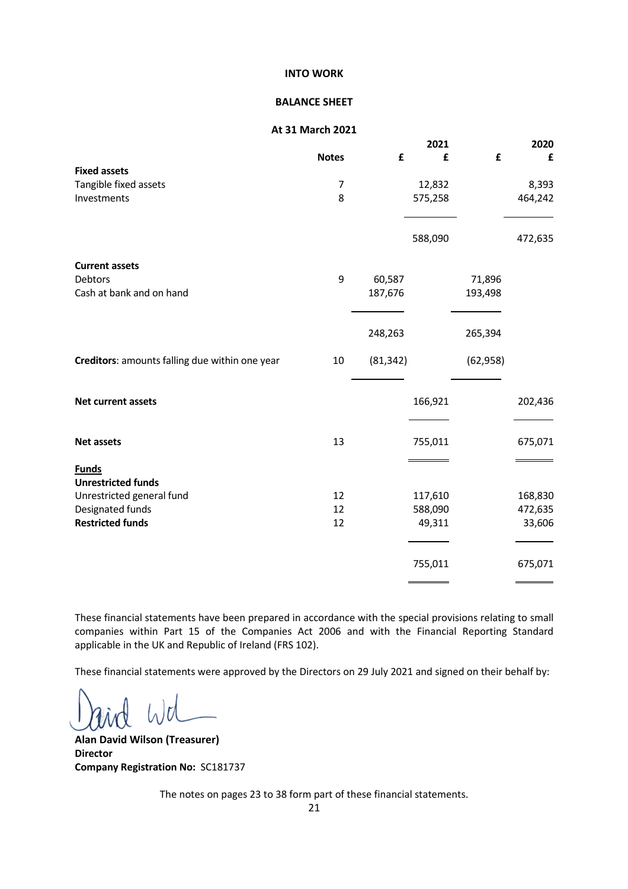**INTO WORK**

**BALANCE SHEET**

**At 31 March 2021**

| | Notes | 2021 £ | 2021 £ | 2020 £ | 2020 £ |
|---|---|---|---|---|---|
| **Fixed assets** | | | | | |
| Tangible fixed assets | 7 | | 12,832 | | 8,393 |
| Investments | 8 | | 575,258 | | 464,242 |
| | | | 588,090 | | 472,635 |
| **Current assets** | | | | | |
| Debtors | 9 | 60,587 | | 71,896 | |
| Cash at bank and on hand | | 187,676 | | 193,498 | |
| | | 248,263 | | 265,394 | |
| **Creditors**: amounts falling due within one year | 10 | (81,342) | | (62,958) | |
| **Net current assets** | | | 166,921 | | 202,436 |
| **Net assets** | 13 | | 755,011 | | 675,071 |
| **Funds** | | | | | |
| **Unrestricted funds** | | | | | |
| Unrestricted general fund | 12 | | 117,610 | | 168,830 |
| Designated funds | 12 | | 588,090 | | 472,635 |
| **Restricted funds** | 12 | | 49,311 | | 33,606 |
| | | | 755,011 | | 675,071 |

These financial statements have been prepared in accordance with the special provisions relating to small companies within Part 15 of the Companies Act 2006 and with the Financial Reporting Standard applicable in the UK and Republic of Ireland (FRS 102).

These financial statements were approved by the Directors on 29 July 2021 and signed on their behalf by:

**Alan David Wilson (Treasurer)**
**Director**
**Company Registration No:** SC181737

The notes on pages 23 to 38 form part of these financial statements.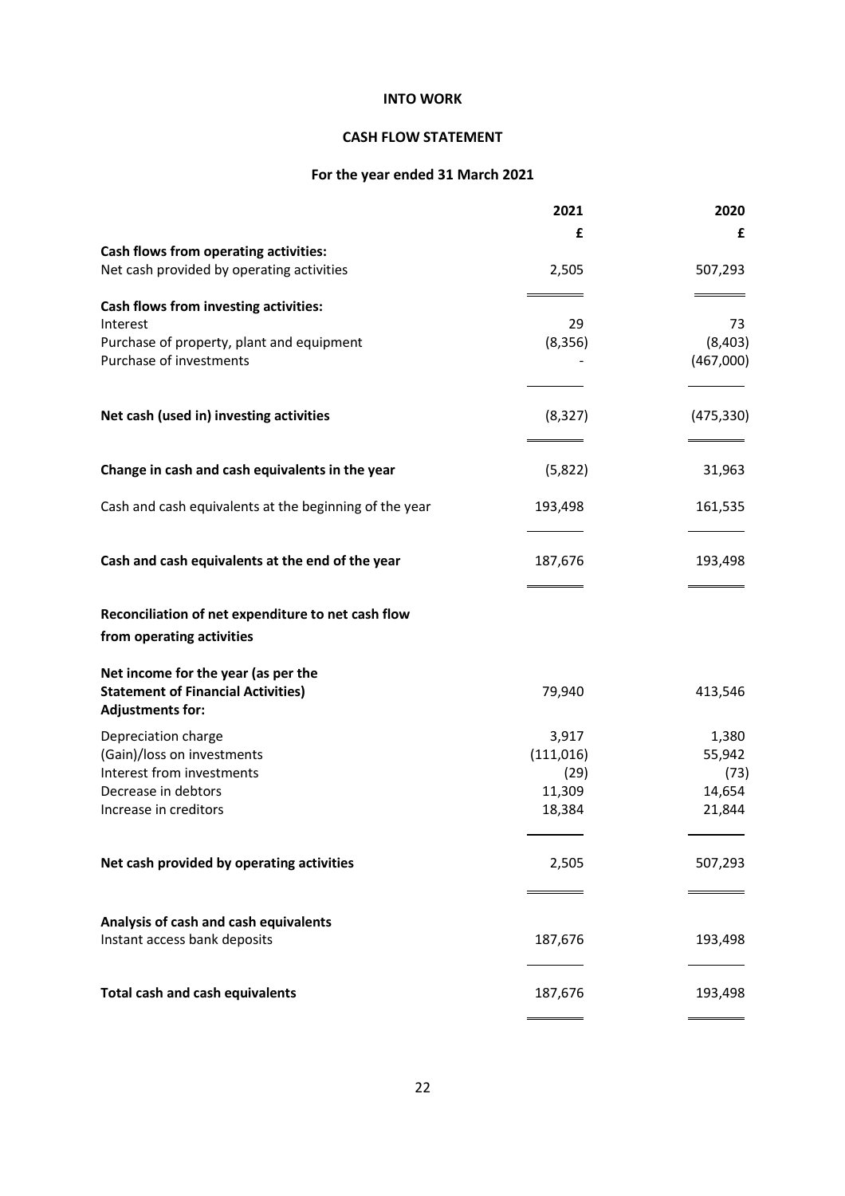# INTO WORK

## CASH FLOW STATEMENT

### For the year ended 31 March 2021

| | 2021 | 2020 |
|---|---|---|
| | £ | £ |
| **Cash flows from operating activities:** | | |
| Net cash provided by operating activities | 2,505 | 507,293 |
| **Cash flows from investing activities:** | | |
| Interest | 29 | 73 |
| Purchase of property, plant and equipment | (8,356) | (8,403) |
| Purchase of investments | - | (467,000) |
| **Net cash (used in) investing activities** | (8,327) | (475,330) |
| **Change in cash and cash equivalents in the year** | (5,822) | 31,963 |
| Cash and cash equivalents at the beginning of the year | 193,498 | 161,535 |
| **Cash and cash equivalents at the end of the year** | 187,676 | 193,498 |

**Reconciliation of net expenditure to net cash flow from operating activities**

| | 2021 | 2020 |
|---|---|---|
| **Net income for the year (as per the Statement of Financial Activities)** | 79,940 | 413,546 |
| **Adjustments for:** | | |
| Depreciation charge | 3,917 | 1,380 |
| (Gain)/loss on investments | (111,016) | 55,942 |
| Interest from investments | (29) | (73) |
| Decrease in debtors | 11,309 | 14,654 |
| Increase in creditors | 18,384 | 21,844 |
| **Net cash provided by operating activities** | 2,505 | 507,293 |

| | 2021 | 2020 |
|---|---|---|
| **Analysis of cash and cash equivalents** | | |
| Instant access bank deposits | 187,676 | 193,498 |
| **Total cash and cash equivalents** | 187,676 | 193,498 |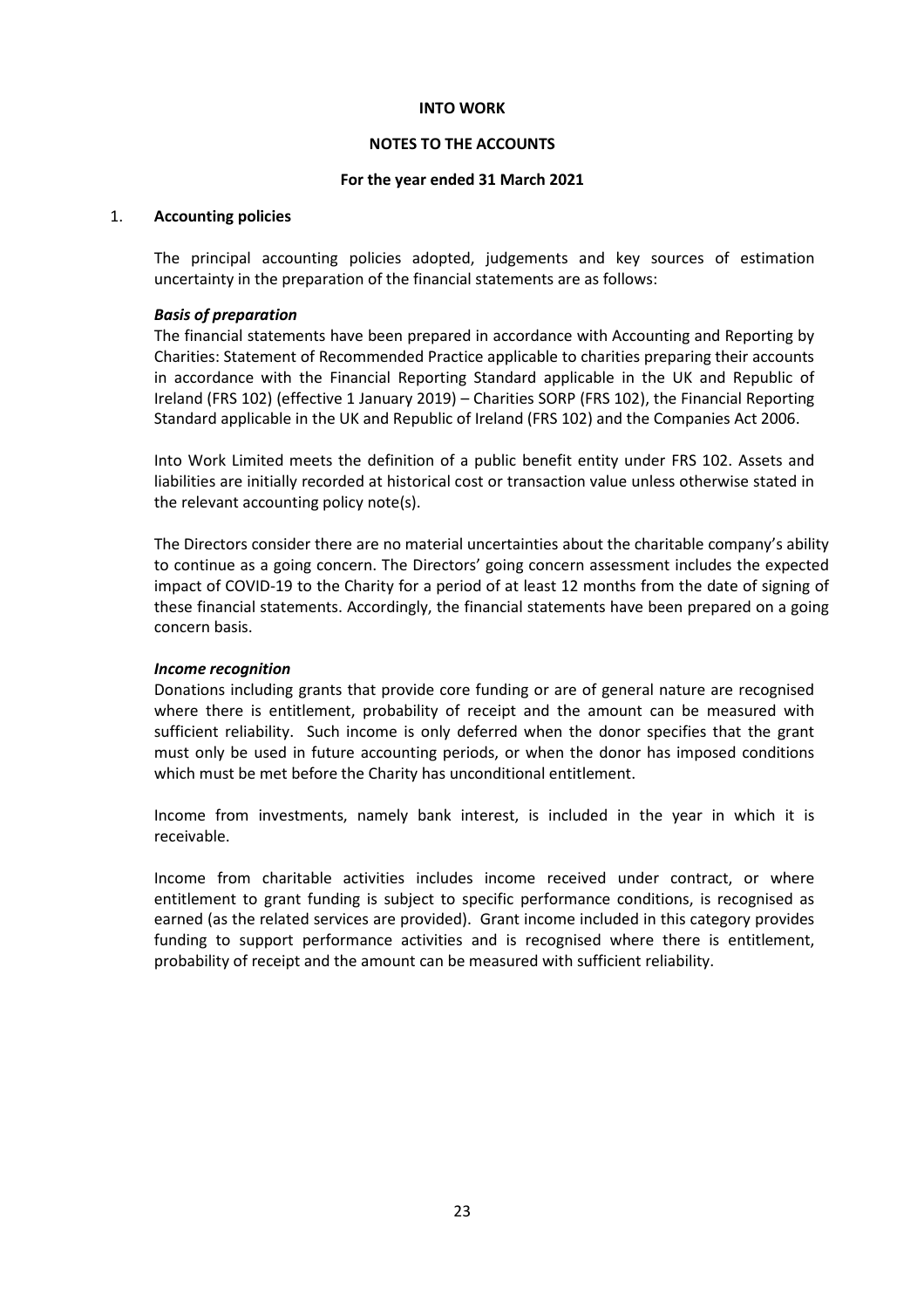**INTO WORK**

**NOTES TO THE ACCOUNTS**

**For the year ended 31 March 2021**

1. **Accounting policies**

The principal accounting policies adopted, judgements and key sources of estimation uncertainty in the preparation of the financial statements are as follows:

***Basis of preparation***

The financial statements have been prepared in accordance with Accounting and Reporting by Charities: Statement of Recommended Practice applicable to charities preparing their accounts in accordance with the Financial Reporting Standard applicable in the UK and Republic of Ireland (FRS 102) (effective 1 January 2019) – Charities SORP (FRS 102), the Financial Reporting Standard applicable in the UK and Republic of Ireland (FRS 102) and the Companies Act 2006.

Into Work Limited meets the definition of a public benefit entity under FRS 102. Assets and liabilities are initially recorded at historical cost or transaction value unless otherwise stated in the relevant accounting policy note(s).

The Directors consider there are no material uncertainties about the charitable company's ability to continue as a going concern. The Directors' going concern assessment includes the expected impact of COVID-19 to the Charity for a period of at least 12 months from the date of signing of these financial statements. Accordingly, the financial statements have been prepared on a going concern basis.

***Income recognition***

Donations including grants that provide core funding or are of general nature are recognised where there is entitlement, probability of receipt and the amount can be measured with sufficient reliability. Such income is only deferred when the donor specifies that the grant must only be used in future accounting periods, or when the donor has imposed conditions which must be met before the Charity has unconditional entitlement.

Income from investments, namely bank interest, is included in the year in which it is receivable.

Income from charitable activities includes income received under contract, or where entitlement to grant funding is subject to specific performance conditions, is recognised as earned (as the related services are provided). Grant income included in this category provides funding to support performance activities and is recognised where there is entitlement, probability of receipt and the amount can be measured with sufficient reliability.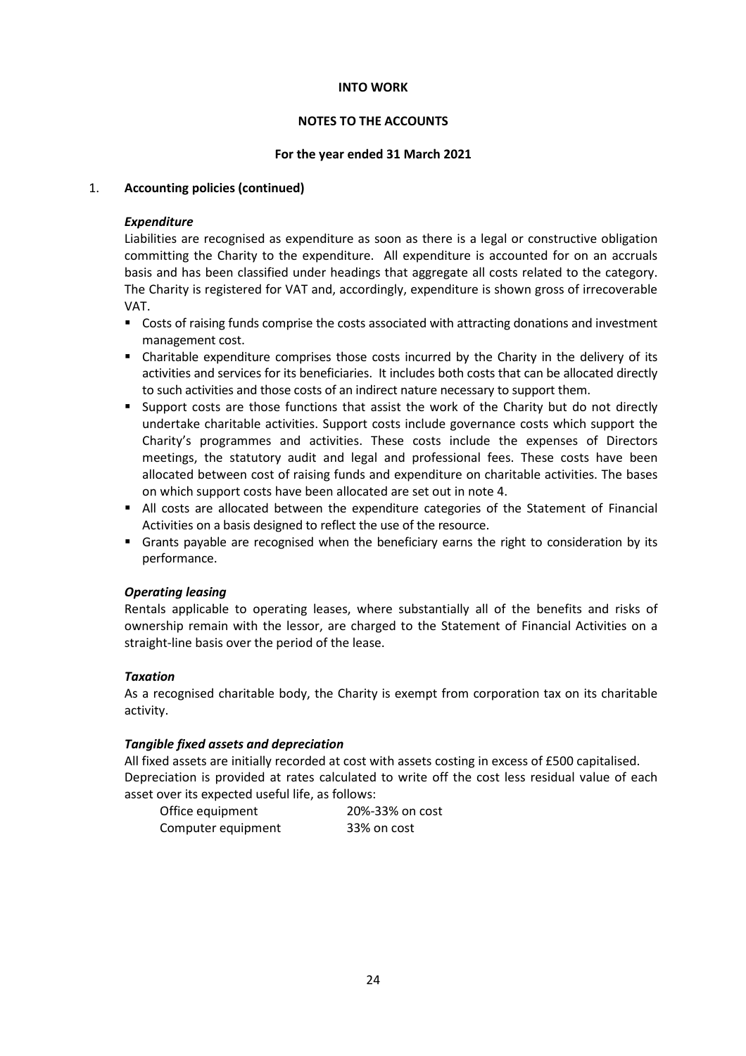**INTO WORK**

**NOTES TO THE ACCOUNTS**

**For the year ended 31 March 2021**

1. **Accounting policies (continued)**

***Expenditure***

Liabilities are recognised as expenditure as soon as there is a legal or constructive obligation committing the Charity to the expenditure. All expenditure is accounted for on an accruals basis and has been classified under headings that aggregate all costs related to the category. The Charity is registered for VAT and, accordingly, expenditure is shown gross of irrecoverable VAT.

- Costs of raising funds comprise the costs associated with attracting donations and investment management cost.
- Charitable expenditure comprises those costs incurred by the Charity in the delivery of its activities and services for its beneficiaries. It includes both costs that can be allocated directly to such activities and those costs of an indirect nature necessary to support them.
- Support costs are those functions that assist the work of the Charity but do not directly undertake charitable activities. Support costs include governance costs which support the Charity's programmes and activities. These costs include the expenses of Directors meetings, the statutory audit and legal and professional fees. These costs have been allocated between cost of raising funds and expenditure on charitable activities. The bases on which support costs have been allocated are set out in note 4.
- All costs are allocated between the expenditure categories of the Statement of Financial Activities on a basis designed to reflect the use of the resource.
- Grants payable are recognised when the beneficiary earns the right to consideration by its performance.

***Operating leasing***

Rentals applicable to operating leases, where substantially all of the benefits and risks of ownership remain with the lessor, are charged to the Statement of Financial Activities on a straight-line basis over the period of the lease.

***Taxation***

As a recognised charitable body, the Charity is exempt from corporation tax on its charitable activity.

***Tangible fixed assets and depreciation***

All fixed assets are initially recorded at cost with assets costing in excess of £500 capitalised. Depreciation is provided at rates calculated to write off the cost less residual value of each asset over its expected useful life, as follows:

| | |
|---|---|
| Office equipment | 20%-33% on cost |
| Computer equipment | 33% on cost |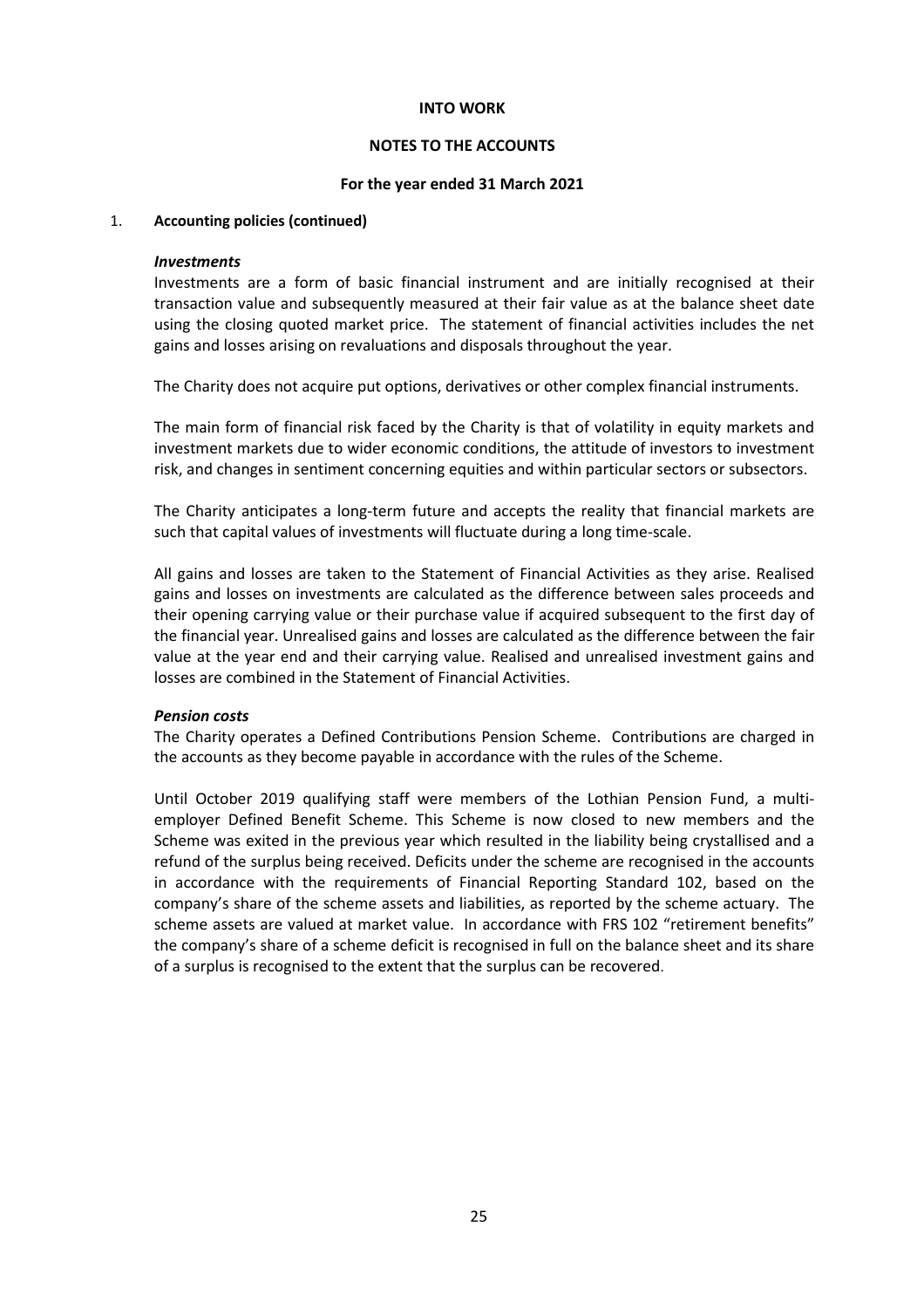**INTO WORK**

**NOTES TO THE ACCOUNTS**

**For the year ended 31 March 2021**

1. **Accounting policies (continued)**

***Investments***

Investments are a form of basic financial instrument and are initially recognised at their transaction value and subsequently measured at their fair value as at the balance sheet date using the closing quoted market price. The statement of financial activities includes the net gains and losses arising on revaluations and disposals throughout the year.

The Charity does not acquire put options, derivatives or other complex financial instruments.

The main form of financial risk faced by the Charity is that of volatility in equity markets and investment markets due to wider economic conditions, the attitude of investors to investment risk, and changes in sentiment concerning equities and within particular sectors or subsectors.

The Charity anticipates a long-term future and accepts the reality that financial markets are such that capital values of investments will fluctuate during a long time-scale.

All gains and losses are taken to the Statement of Financial Activities as they arise. Realised gains and losses on investments are calculated as the difference between sales proceeds and their opening carrying value or their purchase value if acquired subsequent to the first day of the financial year. Unrealised gains and losses are calculated as the difference between the fair value at the year end and their carrying value. Realised and unrealised investment gains and losses are combined in the Statement of Financial Activities.

***Pension costs***

The Charity operates a Defined Contributions Pension Scheme. Contributions are charged in the accounts as they become payable in accordance with the rules of the Scheme.

Until October 2019 qualifying staff were members of the Lothian Pension Fund, a multi-employer Defined Benefit Scheme. This Scheme is now closed to new members and the Scheme was exited in the previous year which resulted in the liability being crystallised and a refund of the surplus being received. Deficits under the scheme are recognised in the accounts in accordance with the requirements of Financial Reporting Standard 102, based on the company's share of the scheme assets and liabilities, as reported by the scheme actuary. The scheme assets are valued at market value. In accordance with FRS 102 "retirement benefits" the company's share of a scheme deficit is recognised in full on the balance sheet and its share of a surplus is recognised to the extent that the surplus can be recovered.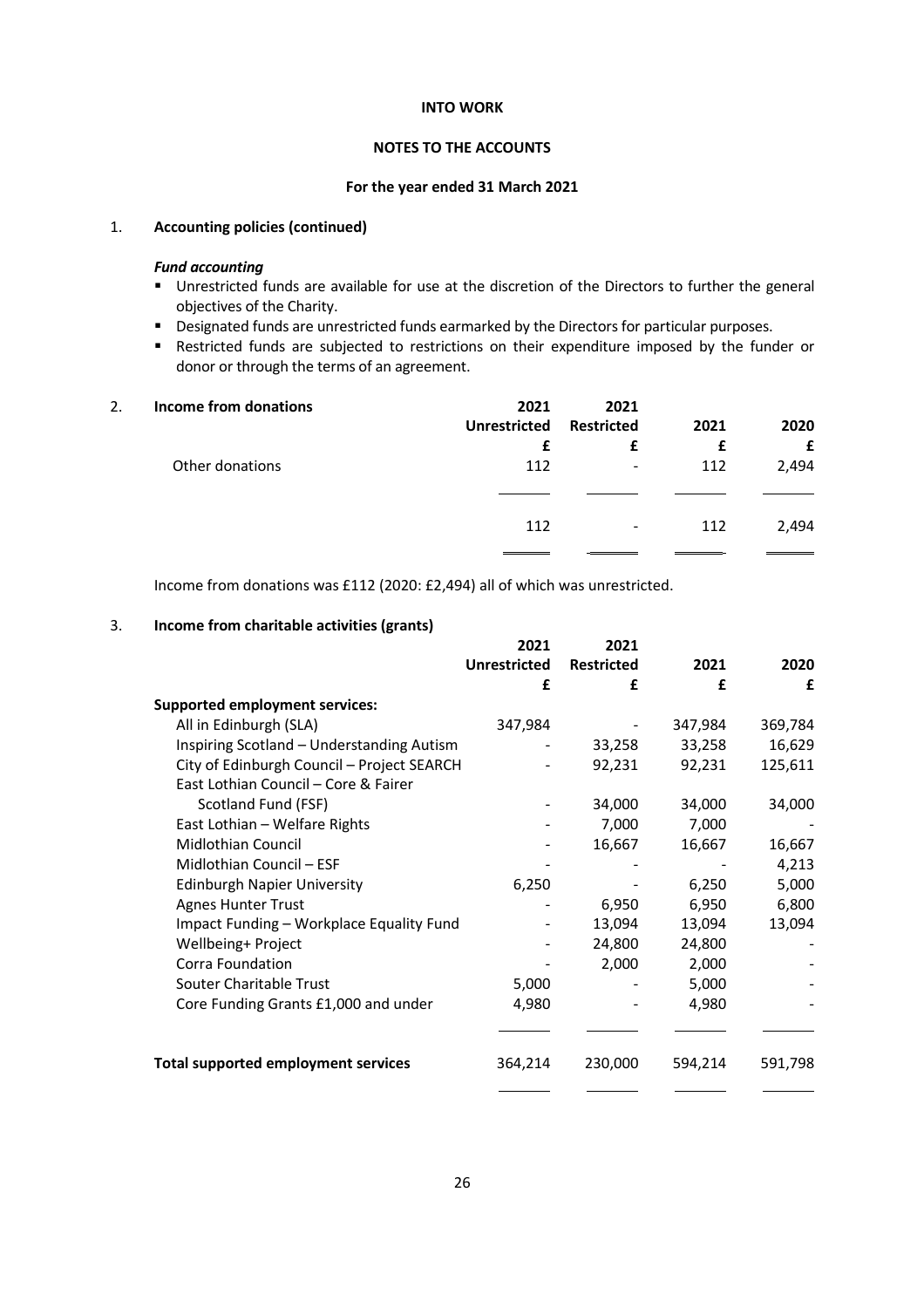**INTO WORK**

**NOTES TO THE ACCOUNTS**

**For the year ended 31 March 2021**

## 1. Accounting policies (continued)

***Fund accounting***

- Unrestricted funds are available for use at the discretion of the Directors to further the general objectives of the Charity.
- Designated funds are unrestricted funds earmarked by the Directors for particular purposes.
- Restricted funds are subjected to restrictions on their expenditure imposed by the funder or donor or through the terms of an agreement.

## 2. Income from donations

| | 2021 Unrestricted £ | 2021 Restricted £ | 2021 £ | 2020 £ |
|---|---|---|---|---|
| Other donations | 112 | - | 112 | 2,494 |
| | 112 | - | 112 | 2,494 |

Income from donations was £112 (2020: £2,494) all of which was unrestricted.

## 3. Income from charitable activities (grants)

| | 2021 Unrestricted £ | 2021 Restricted £ | 2021 £ | 2020 £ |
|---|---|---|---|---|
| **Supported employment services:** | | | | |
| All in Edinburgh (SLA) | 347,984 | - | 347,984 | 369,784 |
| Inspiring Scotland – Understanding Autism | - | 33,258 | 33,258 | 16,629 |
| City of Edinburgh Council – Project SEARCH | - | 92,231 | 92,231 | 125,611 |
| East Lothian Council – Core & Fairer Scotland Fund (FSF) | - | 34,000 | 34,000 | 34,000 |
| East Lothian – Welfare Rights | - | 7,000 | 7,000 | - |
| Midlothian Council | - | 16,667 | 16,667 | 16,667 |
| Midlothian Council – ESF | - | - | - | 4,213 |
| Edinburgh Napier University | 6,250 | - | 6,250 | 5,000 |
| Agnes Hunter Trust | - | 6,950 | 6,950 | 6,800 |
| Impact Funding – Workplace Equality Fund | - | 13,094 | 13,094 | 13,094 |
| Wellbeing+ Project | - | 24,800 | 24,800 | - |
| Corra Foundation | - | 2,000 | 2,000 | - |
| Souter Charitable Trust | 5,000 | - | 5,000 | - |
| Core Funding Grants £1,000 and under | 4,980 | - | 4,980 | - |
| **Total supported employment services** | 364,214 | 230,000 | 594,214 | 591,798 |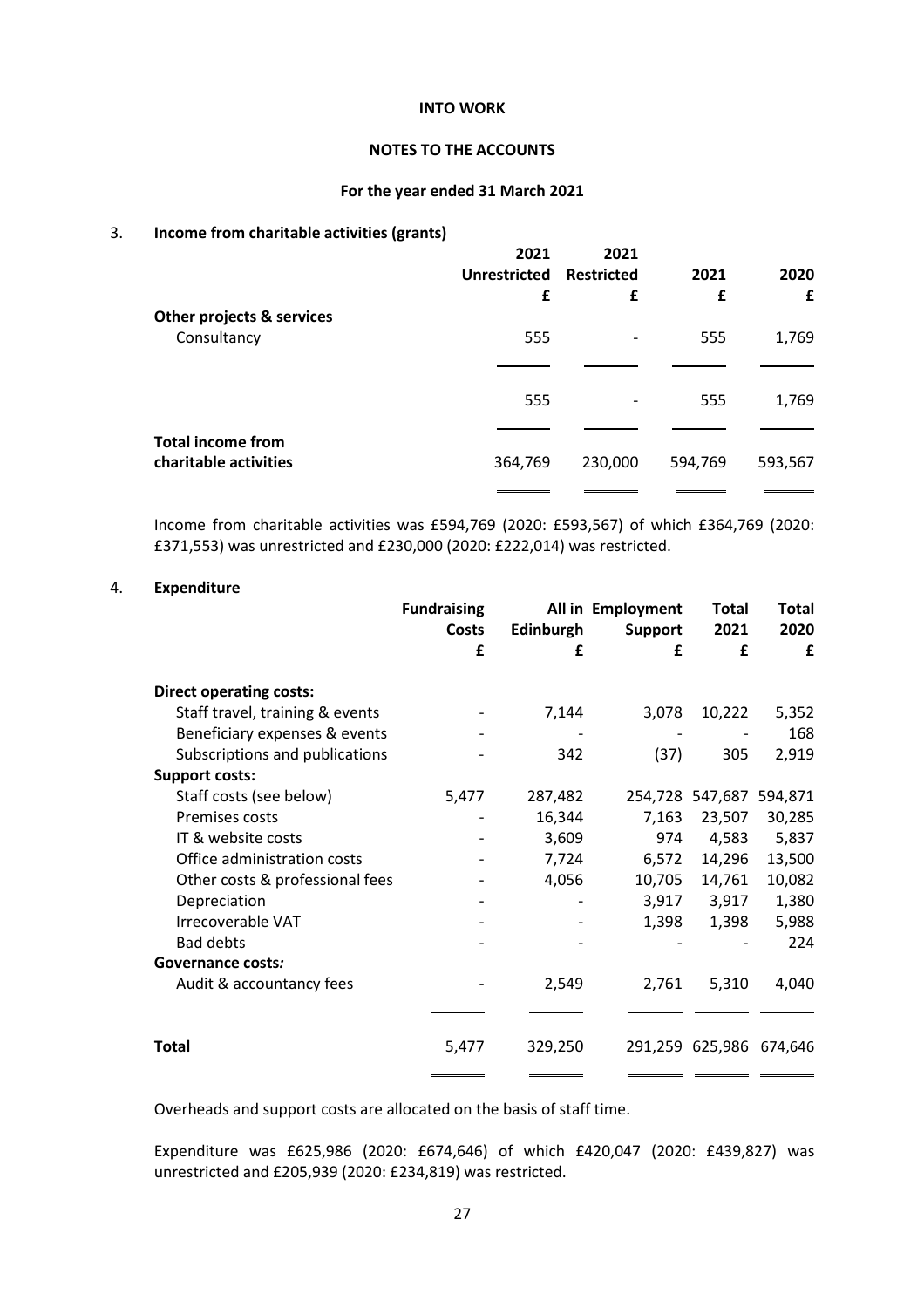**INTO WORK**

**NOTES TO THE ACCOUNTS**

**For the year ended 31 March 2021**

## 3. Income from charitable activities (grants)

| | 2021 Unrestricted £ | 2021 Restricted £ | 2021 £ | 2020 £ |
|---|---|---|---|---|
| **Other projects & services** | | | | |
| Consultancy | 555 | - | 555 | 1,769 |
| | 555 | - | 555 | 1,769 |
| **Total income from charitable activities** | 364,769 | 230,000 | 594,769 | 593,567 |

Income from charitable activities was £594,769 (2020: £593,567) of which £364,769 (2020: £371,553) was unrestricted and £230,000 (2020: £222,014) was restricted.

## 4. Expenditure

| | Fundraising Costs £ | All in Edinburgh £ | Employment Support £ | Total 2021 £ | Total 2020 £ |
|---|---|---|---|---|---|
| **Direct operating costs:** | | | | | |
| Staff travel, training & events | - | 7,144 | 3,078 | 10,222 | 5,352 |
| Beneficiary expenses & events | - | - | - | - | 168 |
| Subscriptions and publications | - | 342 | (37) | 305 | 2,919 |
| **Support costs:** | | | | | |
| Staff costs (see below) | 5,477 | 287,482 | 254,728 | 547,687 | 594,871 |
| Premises costs | - | 16,344 | 7,163 | 23,507 | 30,285 |
| IT & website costs | - | 3,609 | 974 | 4,583 | 5,837 |
| Office administration costs | - | 7,724 | 6,572 | 14,296 | 13,500 |
| Other costs & professional fees | - | 4,056 | 10,705 | 14,761 | 10,082 |
| Depreciation | - | - | 3,917 | 3,917 | 1,380 |
| Irrecoverable VAT | - | - | 1,398 | 1,398 | 5,988 |
| Bad debts | - | - | - | - | 224 |
| ***Governance costs:*** | | | | | |
| Audit & accountancy fees | - | 2,549 | 2,761 | 5,310 | 4,040 |
| **Total** | 5,477 | 329,250 | 291,259 | 625,986 | 674,646 |

Overheads and support costs are allocated on the basis of staff time.

Expenditure was £625,986 (2020: £674,646) of which £420,047 (2020: £439,827) was unrestricted and £205,939 (2020: £234,819) was restricted.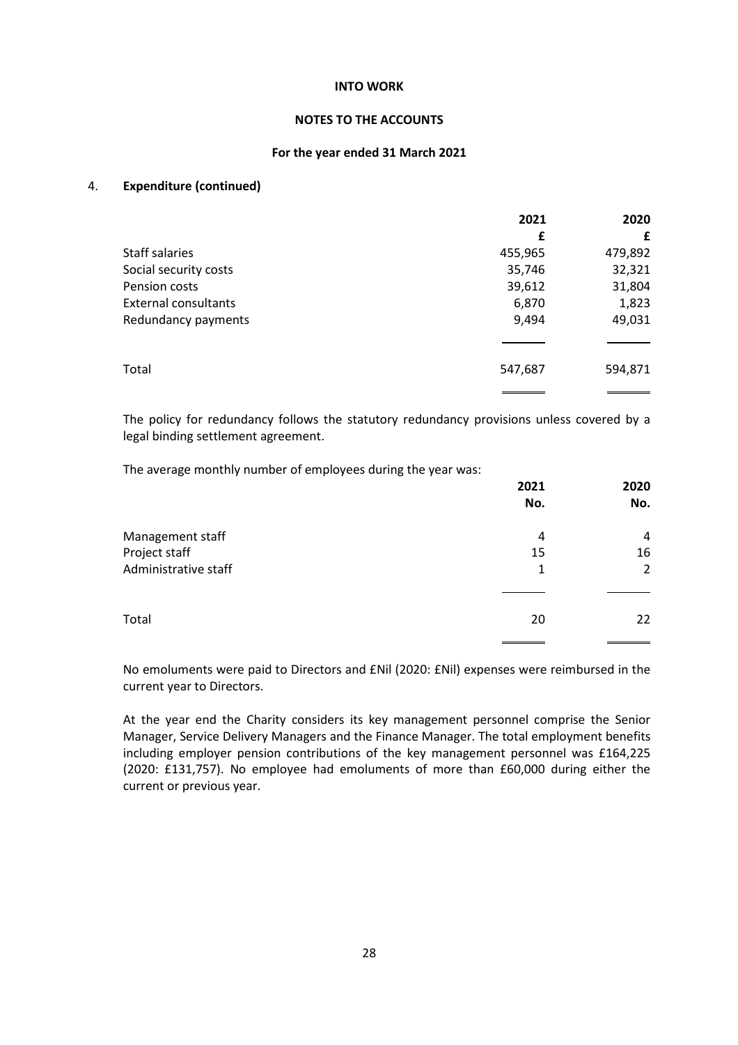**INTO WORK**

**NOTES TO THE ACCOUNTS**

**For the year ended 31 March 2021**

## 4. Expenditure (continued)

| | 2021 | 2020 |
|---|---|---|
| | £ | £ |
| Staff salaries | 455,965 | 479,892 |
| Social security costs | 35,746 | 32,321 |
| Pension costs | 39,612 | 31,804 |
| External consultants | 6,870 | 1,823 |
| Redundancy payments | 9,494 | 49,031 |
| Total | 547,687 | 594,871 |

The policy for redundancy follows the statutory redundancy provisions unless covered by a legal binding settlement agreement.

The average monthly number of employees during the year was:

| | 2021 | 2020 |
|---|---|---|
| | No. | No. |
| Management staff | 4 | 4 |
| Project staff | 15 | 16 |
| Administrative staff | 1 | 2 |
| Total | 20 | 22 |

No emoluments were paid to Directors and £Nil (2020: £Nil) expenses were reimbursed in the current year to Directors.

At the year end the Charity considers its key management personnel comprise the Senior Manager, Service Delivery Managers and the Finance Manager. The total employment benefits including employer pension contributions of the key management personnel was £164,225 (2020: £131,757). No employee had emoluments of more than £60,000 during either the current or previous year.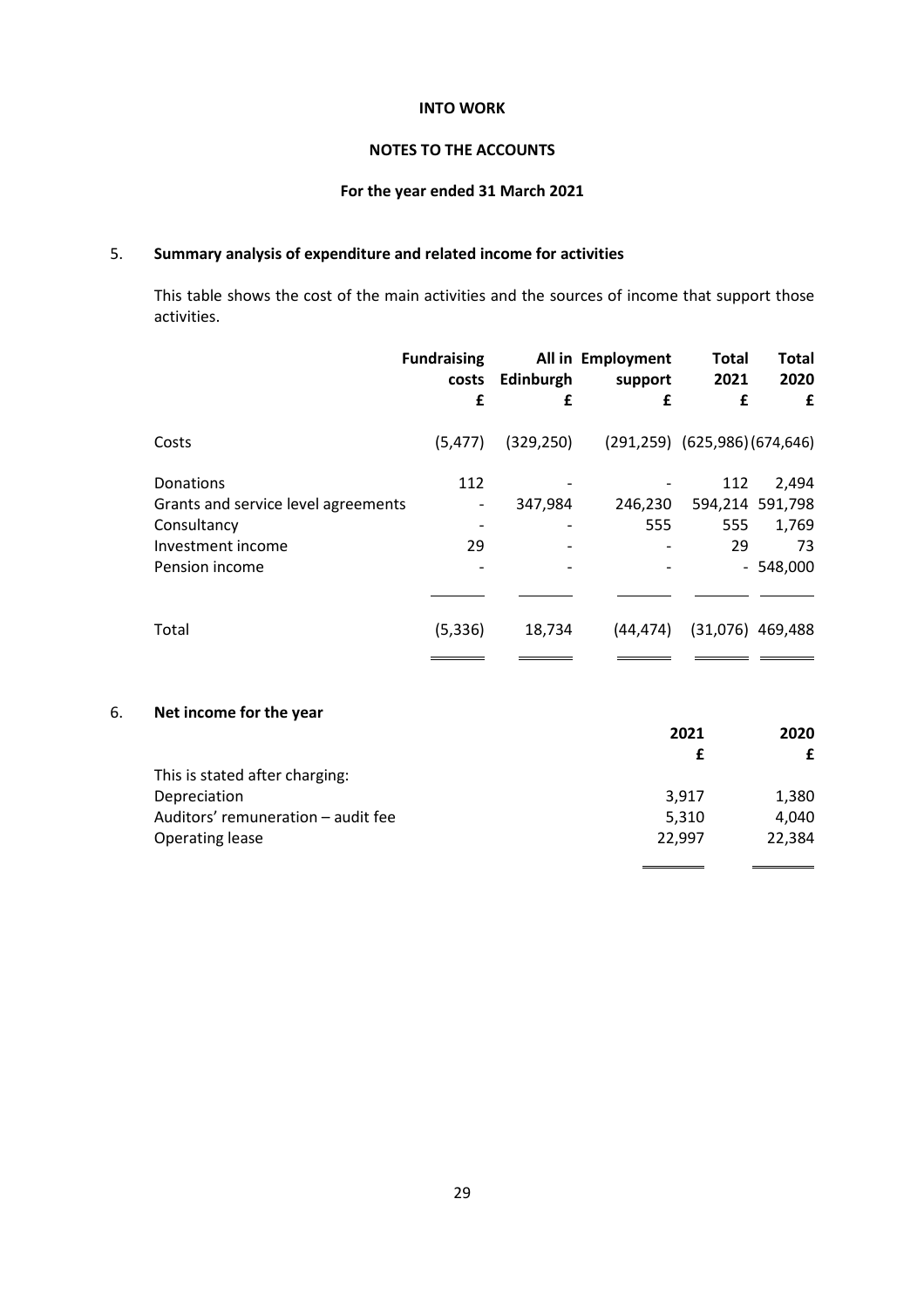**INTO WORK**

**NOTES TO THE ACCOUNTS**

**For the year ended 31 March 2021**

## 5. Summary analysis of expenditure and related income for activities

This table shows the cost of the main activities and the sources of income that support those activities.

| | Fundraising costs | All in Edinburgh | Employment support | Total 2021 | Total 2020 |
|---|---|---|---|---|---|
| | £ | £ | £ | £ | £ |
| Costs | (5,477) | (329,250) | (291,259) | (625,986) | (674,646) |
| Donations | 112 | - | - | 112 | 2,494 |
| Grants and service level agreements | - | 347,984 | 246,230 | 594,214 | 591,798 |
| Consultancy | - | - | 555 | 555 | 1,769 |
| Investment income | 29 | - | - | 29 | 73 |
| Pension income | - | - | - | - | 548,000 |
| Total | (5,336) | 18,734 | (44,474) | (31,076) | 469,488 |

## 6. Net income for the year

| | 2021 | 2020 |
|---|---|---|
| | £ | £ |
| This is stated after charging: | | |
| Depreciation | 3,917 | 1,380 |
| Auditors' remuneration – audit fee | 5,310 | 4,040 |
| Operating lease | 22,997 | 22,384 |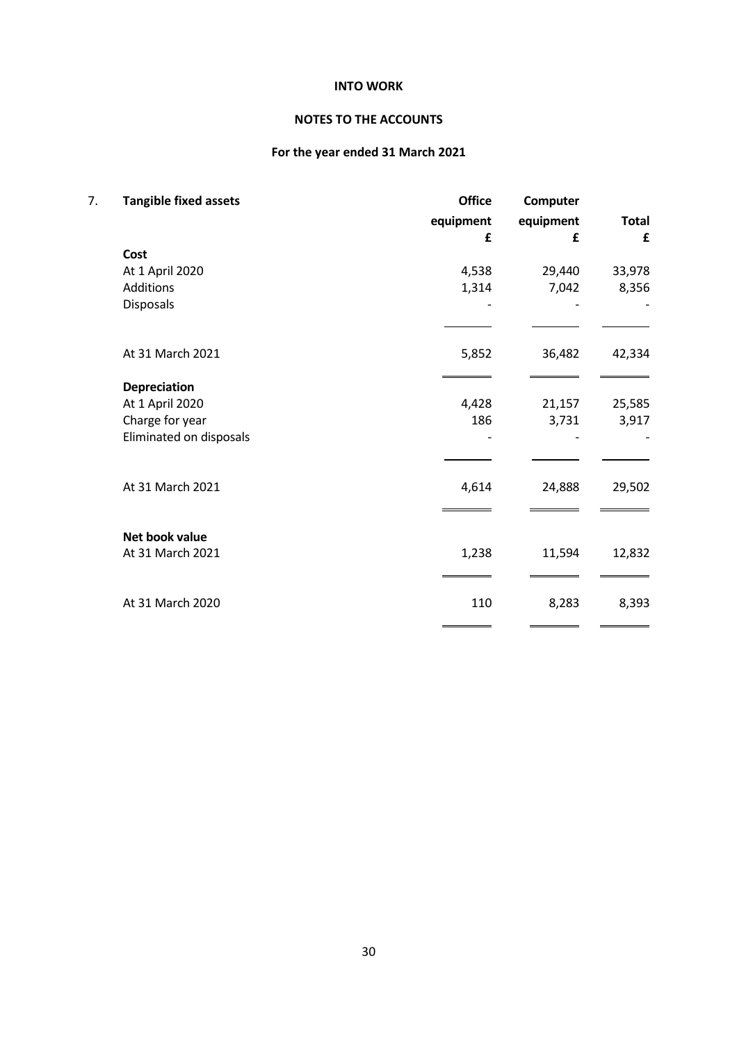**INTO WORK**

**NOTES TO THE ACCOUNTS**

**For the year ended 31 March 2021**

## 7. Tangible fixed assets

| | Office equipment £ | Computer equipment £ | Total £ |
|---|---|---|---|
| **Cost** | | | |
| At 1 April 2020 | 4,538 | 29,440 | 33,978 |
| Additions | 1,314 | 7,042 | 8,356 |
| Disposals | - | - | - |
| At 31 March 2021 | 5,852 | 36,482 | 42,334 |
| **Depreciation** | | | |
| At 1 April 2020 | 4,428 | 21,157 | 25,585 |
| Charge for year | 186 | 3,731 | 3,917 |
| Eliminated on disposals | - | - | - |
| At 31 March 2021 | 4,614 | 24,888 | 29,502 |
| **Net book value** | | | |
| At 31 March 2021 | 1,238 | 11,594 | 12,832 |
| At 31 March 2020 | 110 | 8,283 | 8,393 |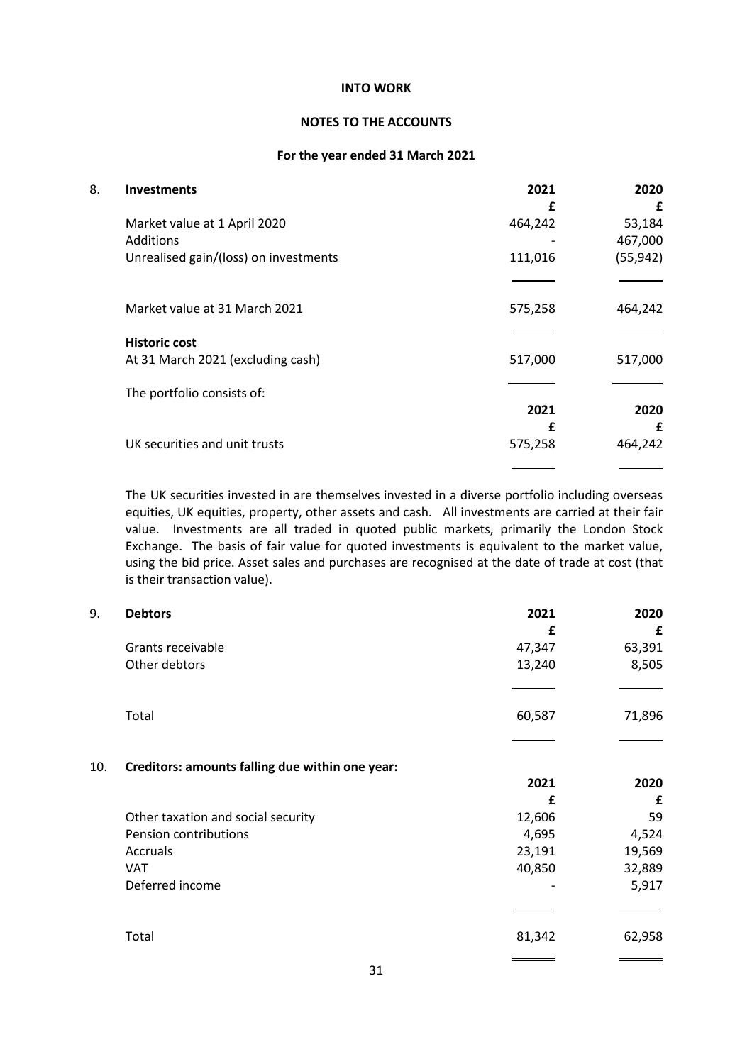**INTO WORK**

**NOTES TO THE ACCOUNTS**

**For the year ended 31 March 2021**

## 8. Investments

| | 2021 | 2020 |
|---|---|---|
| | £ | £ |
| Market value at 1 April 2020 | 464,242 | 53,184 |
| Additions | - | 467,000 |
| Unrealised gain/(loss) on investments | 111,016 | (55,942) |
| Market value at 31 March 2021 | 575,258 | 464,242 |
| **Historic cost** | | |
| At 31 March 2021 (excluding cash) | 517,000 | 517,000 |

The portfolio consists of:

| | 2021 | 2020 |
|---|---|---|
| | £ | £ |
| UK securities and unit trusts | 575,258 | 464,242 |

The UK securities invested in are themselves invested in a diverse portfolio including overseas equities, UK equities, property, other assets and cash. All investments are carried at their fair value. Investments are all traded in quoted public markets, primarily the London Stock Exchange. The basis of fair value for quoted investments is equivalent to the market value, using the bid price. Asset sales and purchases are recognised at the date of trade at cost (that is their transaction value).

## 9. Debtors

| | 2021 | 2020 |
|---|---|---|
| | £ | £ |
| Grants receivable | 47,347 | 63,391 |
| Other debtors | 13,240 | 8,505 |
| Total | 60,587 | 71,896 |

## 10. Creditors: amounts falling due within one year:

| | 2021 | 2020 |
|---|---|---|
| | £ | £ |
| Other taxation and social security | 12,606 | 59 |
| Pension contributions | 4,695 | 4,524 |
| Accruals | 23,191 | 19,569 |
| VAT | 40,850 | 32,889 |
| Deferred income | - | 5,917 |
| Total | 81,342 | 62,958 |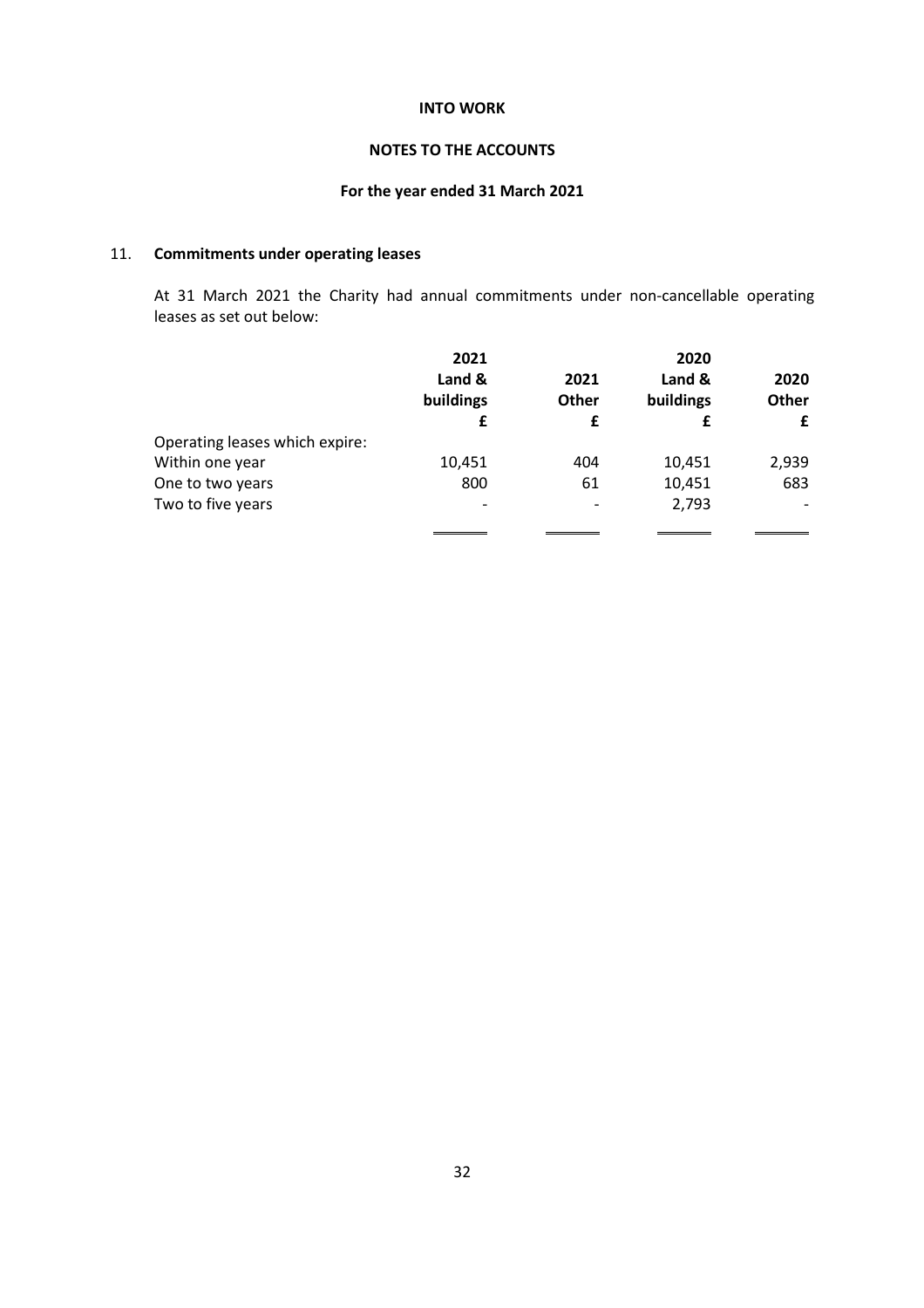**INTO WORK**

**NOTES TO THE ACCOUNTS**

**For the year ended 31 March 2021**

## 11. Commitments under operating leases

At 31 March 2021 the Charity had annual commitments under non-cancellable operating leases as set out below:

| | 2021 Land & buildings £ | 2021 Other £ | 2020 Land & buildings £ | 2020 Other £ |
|---|---|---|---|---|
| Operating leases which expire: | | | | |
| Within one year | 10,451 | 404 | 10,451 | 2,939 |
| One to two years | 800 | 61 | 10,451 | 683 |
| Two to five years | - | - | 2,793 | - |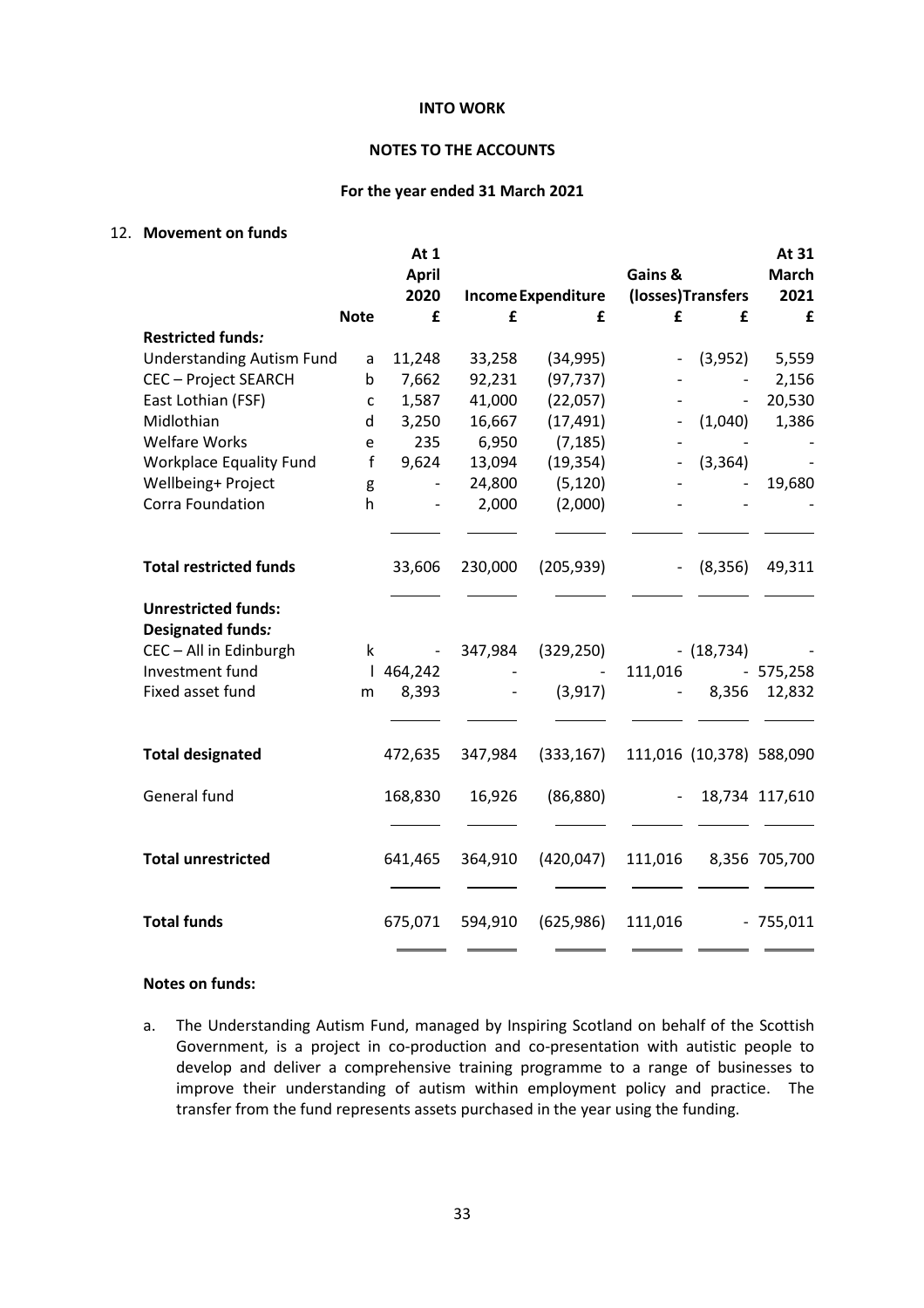**INTO WORK**

**NOTES TO THE ACCOUNTS**

**For the year ended 31 March 2021**

12. **Movement on funds**

| | Note | At 1 April 2020 £ | Income £ | Expenditure £ | Gains & (losses) £ | Transfers £ | At 31 March 2021 £ |
|---|---|---|---|---|---|---|---|
| ***Restricted funds:*** | | | | | | | |
| Understanding Autism Fund | a | 11,248 | 33,258 | (34,995) | - | (3,952) | 5,559 |
| CEC – Project SEARCH | b | 7,662 | 92,231 | (97,737) | - | - | 2,156 |
| East Lothian (FSF) | c | 1,587 | 41,000 | (22,057) | - | - | 20,530 |
| Midlothian | d | 3,250 | 16,667 | (17,491) | - | (1,040) | 1,386 |
| Welfare Works | e | 235 | 6,950 | (7,185) | - | - | - |
| Workplace Equality Fund | f | 9,624 | 13,094 | (19,354) | - | (3,364) | - |
| Wellbeing+ Project | g | - | 24,800 | (5,120) | - | - | 19,680 |
| Corra Foundation | h | - | 2,000 | (2,000) | - | - | - |
| **Total restricted funds** | | 33,606 | 230,000 | (205,939) | - | (8,356) | 49,311 |
| **Unrestricted funds:** | | | | | | | |
| ***Designated funds:*** | | | | | | | |
| CEC – All in Edinburgh | k | - | 347,984 | (329,250) | - | (18,734) | - |
| Investment fund | l | 464,242 | - | - | 111,016 | - | 575,258 |
| Fixed asset fund | m | 8,393 | - | (3,917) | - | 8,356 | 12,832 |
| **Total designated** | | 472,635 | 347,984 | (333,167) | 111,016 | (10,378) | 588,090 |
| General fund | | 168,830 | 16,926 | (86,880) | - | 18,734 | 117,610 |
| **Total unrestricted** | | 641,465 | 364,910 | (420,047) | 111,016 | 8,356 | 705,700 |
| **Total funds** | | 675,071 | 594,910 | (625,986) | 111,016 | - | 755,011 |

**Notes on funds:**

a. The Understanding Autism Fund, managed by Inspiring Scotland on behalf of the Scottish Government, is a project in co-production and co-presentation with autistic people to develop and deliver a comprehensive training programme to a range of businesses to improve their understanding of autism within employment policy and practice. The transfer from the fund represents assets purchased in the year using the funding.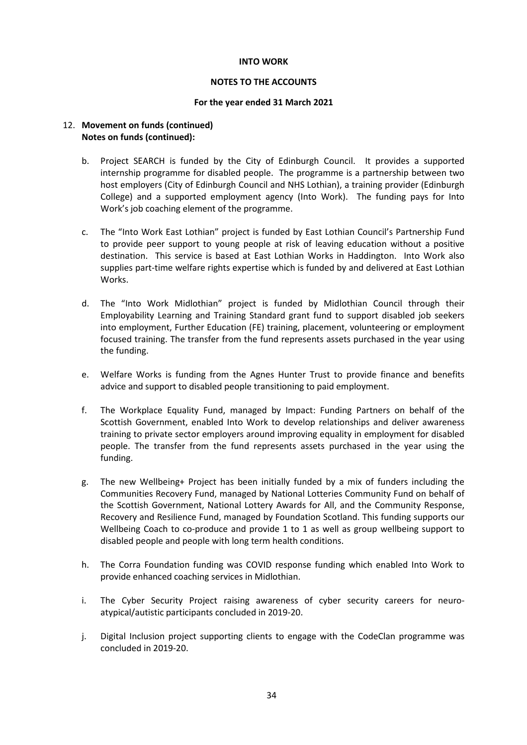**INTO WORK**

**NOTES TO THE ACCOUNTS**

**For the year ended 31 March 2021**

12. **Movement on funds (continued)**
    **Notes on funds (continued):**

b. Project SEARCH is funded by the City of Edinburgh Council. It provides a supported internship programme for disabled people. The programme is a partnership between two host employers (City of Edinburgh Council and NHS Lothian), a training provider (Edinburgh College) and a supported employment agency (Into Work). The funding pays for Into Work's job coaching element of the programme.

c. The "Into Work East Lothian" project is funded by East Lothian Council's Partnership Fund to provide peer support to young people at risk of leaving education without a positive destination. This service is based at East Lothian Works in Haddington. Into Work also supplies part-time welfare rights expertise which is funded by and delivered at East Lothian Works.

d. The "Into Work Midlothian" project is funded by Midlothian Council through their Employability Learning and Training Standard grant fund to support disabled job seekers into employment, Further Education (FE) training, placement, volunteering or employment focused training. The transfer from the fund represents assets purchased in the year using the funding.

e. Welfare Works is funding from the Agnes Hunter Trust to provide finance and benefits advice and support to disabled people transitioning to paid employment.

f. The Workplace Equality Fund, managed by Impact: Funding Partners on behalf of the Scottish Government, enabled Into Work to develop relationships and deliver awareness training to private sector employers around improving equality in employment for disabled people. The transfer from the fund represents assets purchased in the year using the funding.

g. The new Wellbeing+ Project has been initially funded by a mix of funders including the Communities Recovery Fund, managed by National Lotteries Community Fund on behalf of the Scottish Government, National Lottery Awards for All, and the Community Response, Recovery and Resilience Fund, managed by Foundation Scotland. This funding supports our Wellbeing Coach to co-produce and provide 1 to 1 as well as group wellbeing support to disabled people and people with long term health conditions.

h. The Corra Foundation funding was COVID response funding which enabled Into Work to provide enhanced coaching services in Midlothian.

i. The Cyber Security Project raising awareness of cyber security careers for neuro-atypical/autistic participants concluded in 2019-20.

j. Digital Inclusion project supporting clients to engage with the CodeClan programme was concluded in 2019-20.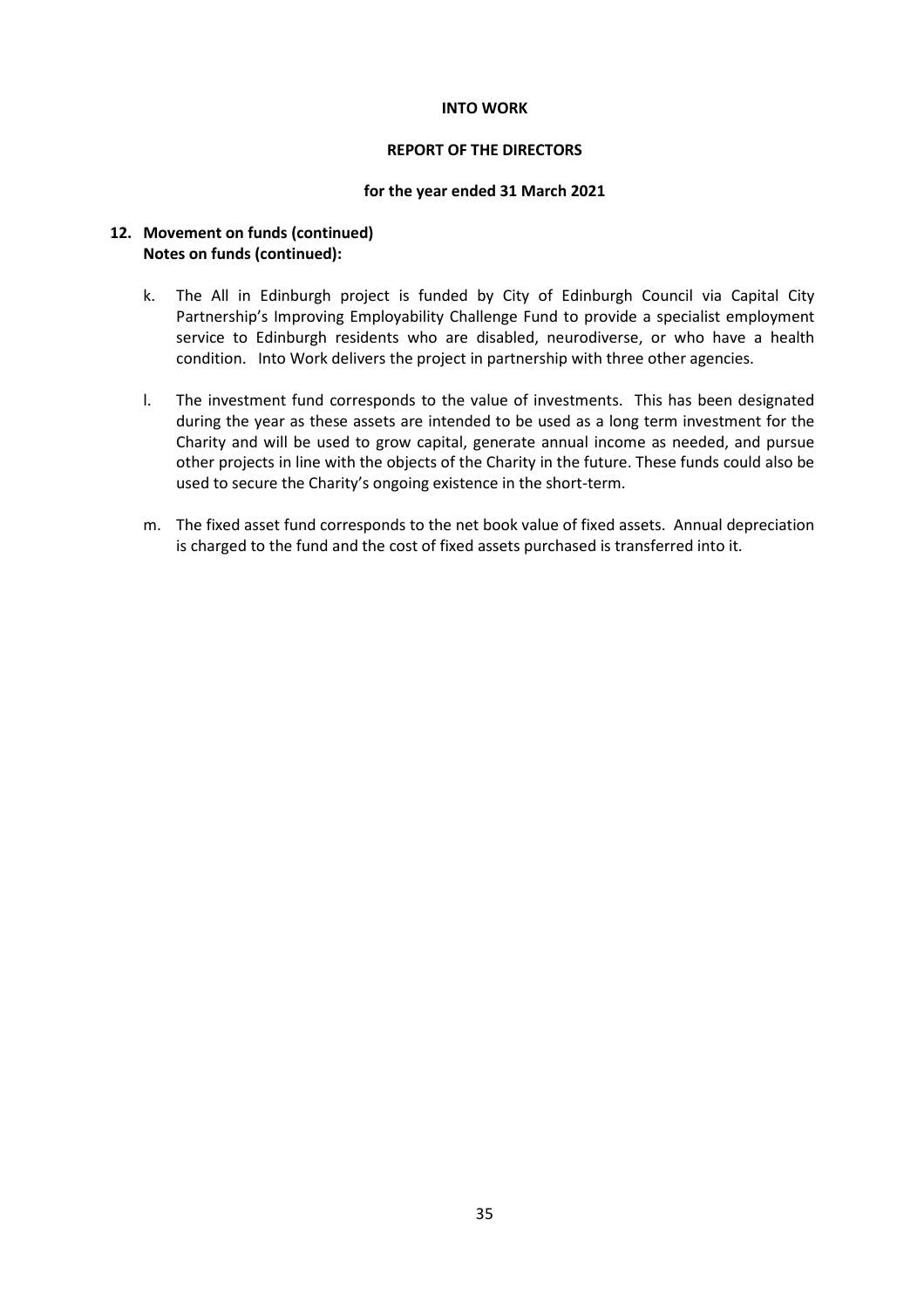## 12. Movement on funds (continued)
**Notes on funds (continued):**

k. The All in Edinburgh project is funded by City of Edinburgh Council via Capital City Partnership's Improving Employability Challenge Fund to provide a specialist employment service to Edinburgh residents who are disabled, neurodiverse, or who have a health condition. Into Work delivers the project in partnership with three other agencies.

l. The investment fund corresponds to the value of investments. This has been designated during the year as these assets are intended to be used as a long term investment for the Charity and will be used to grow capital, generate annual income as needed, and pursue other projects in line with the objects of the Charity in the future. These funds could also be used to secure the Charity's ongoing existence in the short-term.

m. The fixed asset fund corresponds to the net book value of fixed assets. Annual depreciation is charged to the fund and the cost of fixed assets purchased is transferred into it.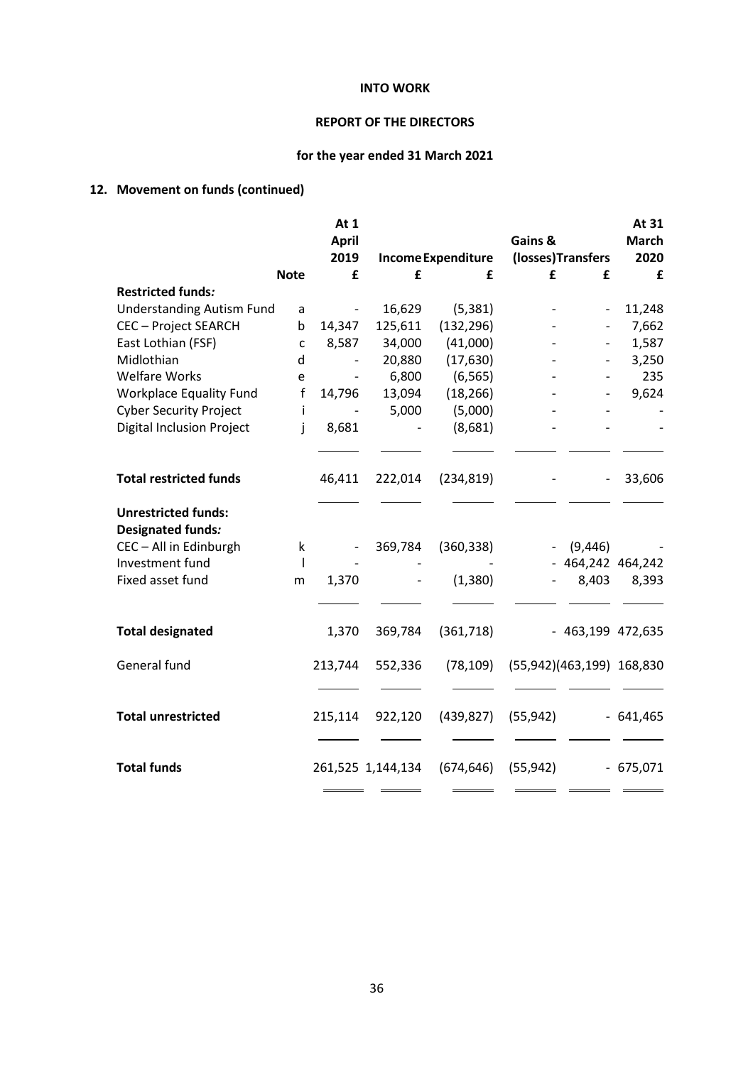**INTO WORK**

**REPORT OF THE DIRECTORS**

**for the year ended 31 March 2021**

## 12. Movement on funds (continued)

| | Note | At 1 April 2019 £ | Income £ | Expenditure £ | Gains & (losses) £ | Transfers £ | At 31 March 2020 £ |
|---|---|---|---|---|---|---|---|
| **Restricted funds:** | | | | | | | |
| Understanding Autism Fund | a | - | 16,629 | (5,381) | - | - | 11,248 |
| CEC – Project SEARCH | b | 14,347 | 125,611 | (132,296) | - | - | 7,662 |
| East Lothian (FSF) | c | 8,587 | 34,000 | (41,000) | - | - | 1,587 |
| Midlothian | d | - | 20,880 | (17,630) | - | - | 3,250 |
| Welfare Works | e | - | 6,800 | (6,565) | - | - | 235 |
| Workplace Equality Fund | f | 14,796 | 13,094 | (18,266) | - | - | 9,624 |
| Cyber Security Project | i | - | 5,000 | (5,000) | - | - | - |
| Digital Inclusion Project | j | 8,681 | - | (8,681) | - | - | - |
| **Total restricted funds** | | 46,411 | 222,014 | (234,819) | - | - | 33,606 |
| **Unrestricted funds:** | | | | | | | |
| **Designated funds:** | | | | | | | |
| CEC – All in Edinburgh | k | - | 369,784 | (360,338) | - | (9,446) | - |
| Investment fund | l | - | - | - | - | 464,242 | 464,242 |
| Fixed asset fund | m | 1,370 | - | (1,380) | - | 8,403 | 8,393 |
| **Total designated** | | 1,370 | 369,784 | (361,718) | - | 463,199 | 472,635 |
| General fund | | 213,744 | 552,336 | (78,109) | (55,942) | (463,199) | 168,830 |
| **Total unrestricted** | | 215,114 | 922,120 | (439,827) | (55,942) | - | 641,465 |
| **Total funds** | | 261,525 | 1,144,134 | (674,646) | (55,942) | - | 675,071 |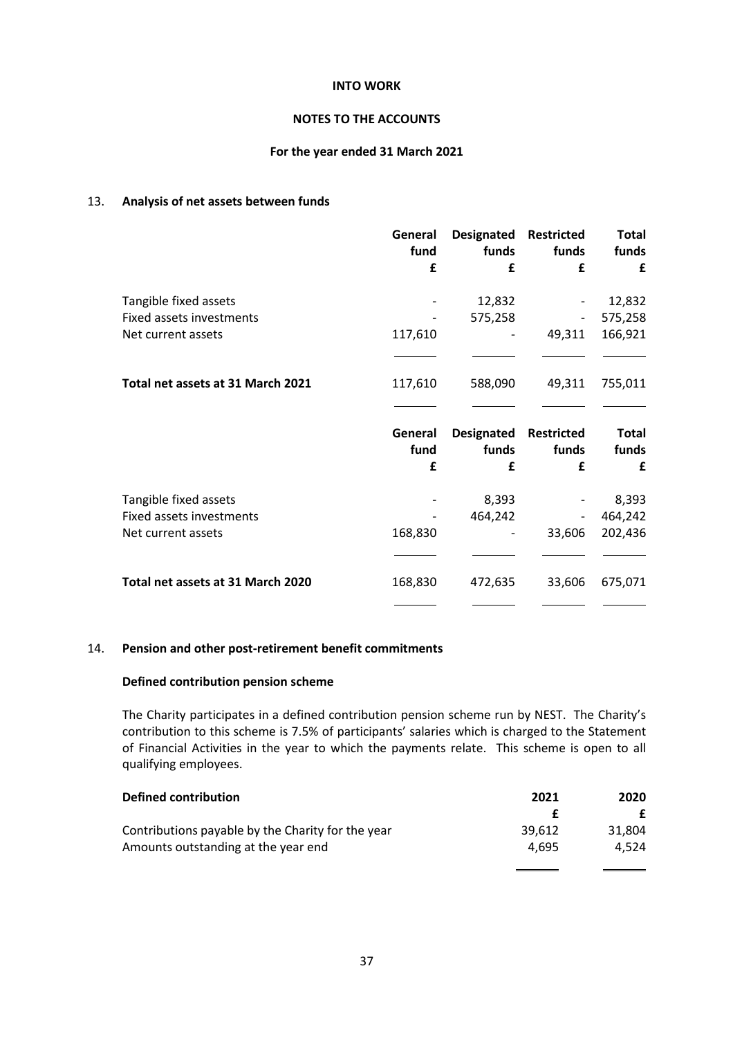**INTO WORK**

**NOTES TO THE ACCOUNTS**

**For the year ended 31 March 2021**

## 13. Analysis of net assets between funds

| | General fund £ | Designated funds £ | Restricted funds £ | Total funds £ |
|---|---|---|---|---|
| Tangible fixed assets | - | 12,832 | - | 12,832 |
| Fixed assets investments | - | 575,258 | - | 575,258 |
| Net current assets | 117,610 | - | 49,311 | 166,921 |
| **Total net assets at 31 March 2021** | 117,610 | 588,090 | 49,311 | 755,011 |

| | General fund £ | Designated funds £ | Restricted funds £ | Total funds £ |
|---|---|---|---|---|
| Tangible fixed assets | - | 8,393 | - | 8,393 |
| Fixed assets investments | - | 464,242 | - | 464,242 |
| Net current assets | 168,830 | - | 33,606 | 202,436 |
| **Total net assets at 31 March 2020** | 168,830 | 472,635 | 33,606 | 675,071 |

## 14. Pension and other post-retirement benefit commitments

### Defined contribution pension scheme

The Charity participates in a defined contribution pension scheme run by NEST. The Charity's contribution to this scheme is 7.5% of participants' salaries which is charged to the Statement of Financial Activities in the year to which the payments relate. This scheme is open to all qualifying employees.

| **Defined contribution** | 2021 £ | 2020 £ |
|---|---|---|
| Contributions payable by the Charity for the year | 39,612 | 31,804 |
| Amounts outstanding at the year end | 4,695 | 4,524 |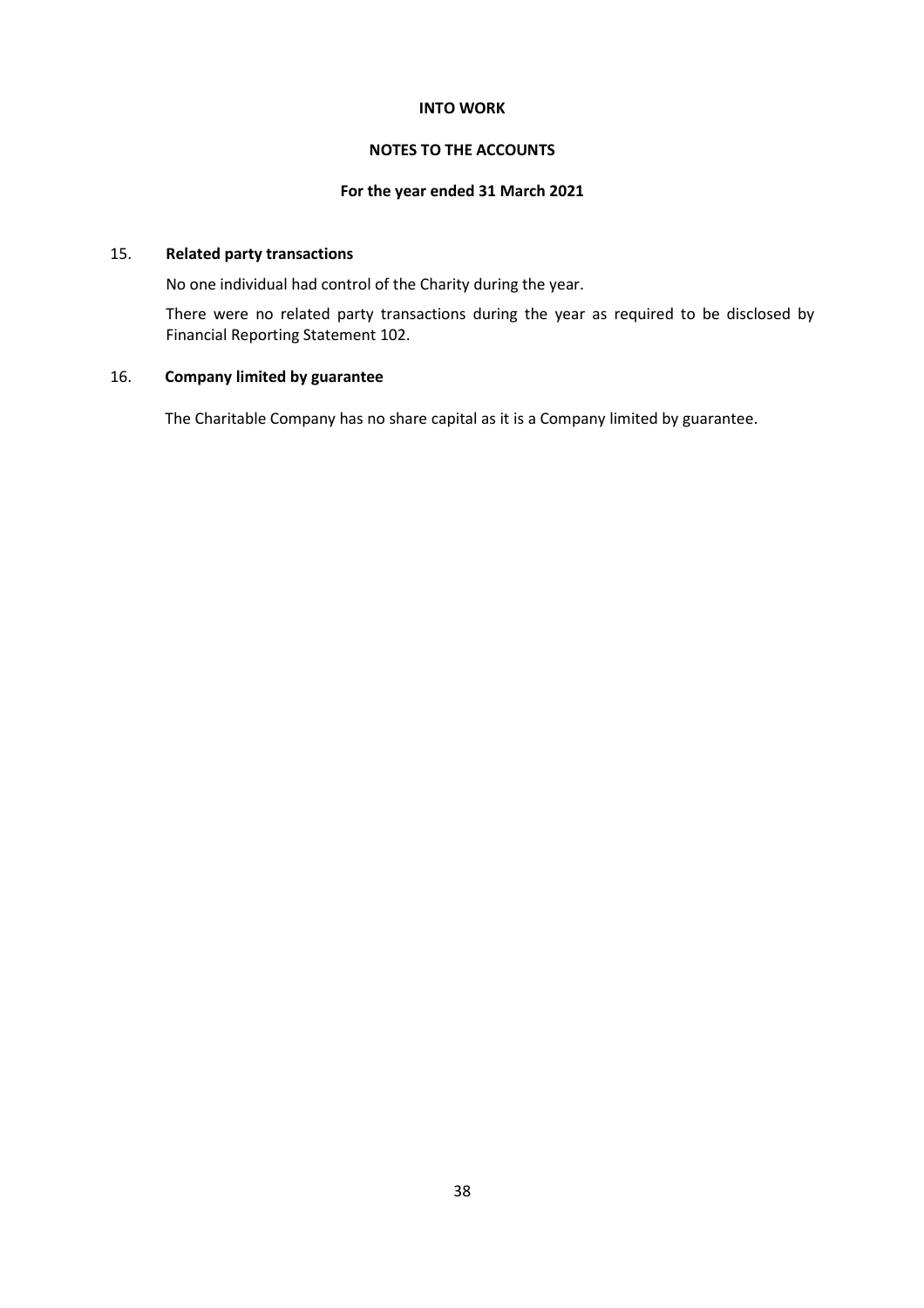**INTO WORK**

**NOTES TO THE ACCOUNTS**

**For the year ended 31 March 2021**

## 15. Related party transactions

No one individual had control of the Charity during the year.

There were no related party transactions during the year as required to be disclosed by Financial Reporting Statement 102.

## 16. Company limited by guarantee

The Charitable Company has no share capital as it is a Company limited by guarantee.